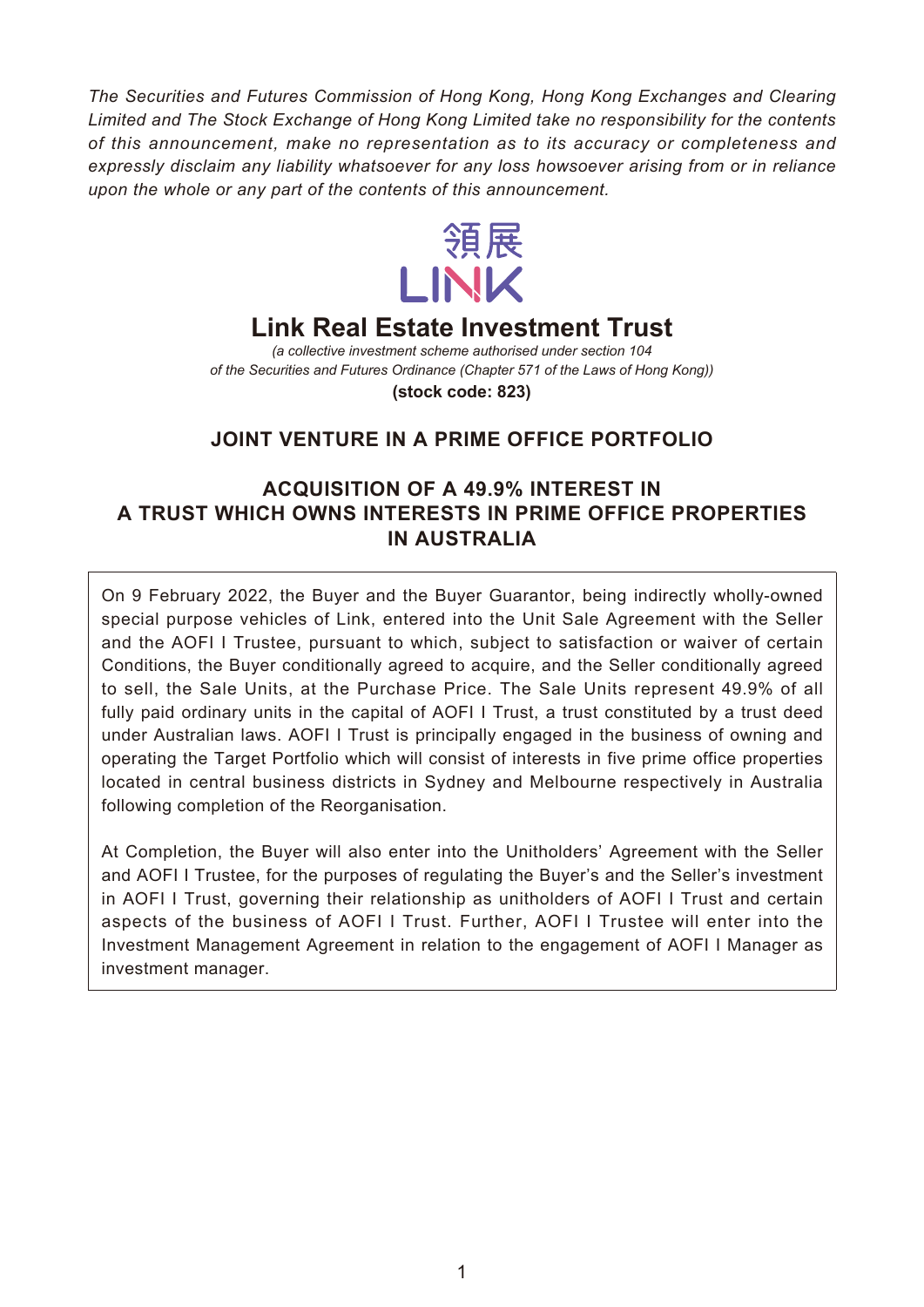*The Securities and Futures Commission of Hong Kong, Hong Kong Exchanges and Clearing Limited and The Stock Exchange of Hong Kong Limited take no responsibility for the contents of this announcement, make no representation as to its accuracy or completeness and expressly disclaim any liability whatsoever for any loss howsoever arising from or in reliance upon the whole or any part of the contents of this announcement.*

領展

LINK

# Link Real Estate Investment Trust

*(a collective investment scheme authorised under section 104 of the Securities and Futures Ordinance (Chapter 571 of the Laws of Hong Kong))*

**(stock code: 823)**

## JOINT VENTURE IN A PRIME OFFICE PORTFOLIO

## ACQUISITION OF A 49.9% INTEREST IN A TRUST WHICH OWNS INTERESTS IN PRIME OFFICE PROPERTIES IN AUSTRALIA

On 9 February 2022, the Buyer and the Buyer Guarantor, being indirectly wholly-owned special purpose vehicles of Link, entered into the Unit Sale Agreement with the Seller and the AOFI I Trustee, pursuant to which, subject to satisfaction or waiver of certain Conditions, the Buyer conditionally agreed to acquire, and the Seller conditionally agreed to sell, the Sale Units, at the Purchase Price. The Sale Units represent 49.9% of all fully paid ordinary units in the capital of AOFI I Trust, a trust constituted by a trust deed under Australian laws. AOFI I Trust is principally engaged in the business of owning and operating the Target Portfolio which will consist of interests in five prime office properties located in central business districts in Sydney and Melbourne respectively in Australia following completion of the Reorganisation.

At Completion, the Buyer will also enter into the Unitholders' Agreement with the Seller and AOFI I Trustee, for the purposes of regulating the Buyer's and the Seller's investment in AOFI I Trust, governing their relationship as unitholders of AOFI I Trust and certain aspects of the business of AOFI I Trust. Further, AOFI I Trustee will enter into the Investment Management Agreement in relation to the engagement of AOFI I Manager as investment manager.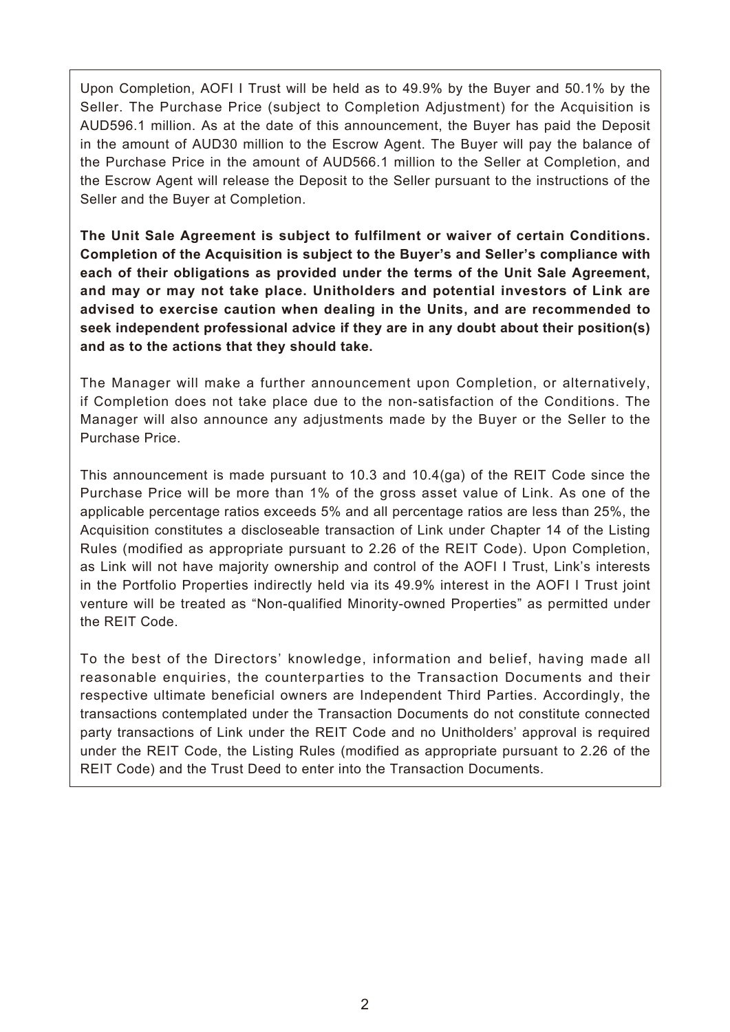Upon Completion, AOFI I Trust will be held as to 49.9% by the Buyer and 50.1% by the Seller. The Purchase Price (subject to Completion Adjustment) for the Acquisition is AUD596.1 million. As at the date of this announcement, the Buyer has paid the Deposit in the amount of AUD30 million to the Escrow Agent. The Buyer will pay the balance of the Purchase Price in the amount of AUD566.1 million to the Seller at Completion, and the Escrow Agent will release the Deposit to the Seller pursuant to the instructions of the Seller and the Buyer at Completion.

**The Unit Sale Agreement is subject to fulfilment or waiver of certain Conditions. Completion of the Acquisition is subject to the Buyer's and Seller's compliance with each of their obligations as provided under the terms of the Unit Sale Agreement, and may or may not take place. Unitholders and potential investors of Link are advised to exercise caution when dealing in the Units, and are recommended to seek independent professional advice if they are in any doubt about their position(s) and as to the actions that they should take.**

The Manager will make a further announcement upon Completion, or alternatively, if Completion does not take place due to the non-satisfaction of the Conditions. The Manager will also announce any adjustments made by the Buyer or the Seller to the Purchase Price.

This announcement is made pursuant to 10.3 and 10.4(ga) of the REIT Code since the Purchase Price will be more than 1% of the gross asset value of Link. As one of the applicable percentage ratios exceeds 5% and all percentage ratios are less than 25%, the Acquisition constitutes a discloseable transaction of Link under Chapter 14 of the Listing Rules (modified as appropriate pursuant to 2.26 of the REIT Code). Upon Completion, as Link will not have majority ownership and control of the AOFI I Trust, Link's interests in the Portfolio Properties indirectly held via its 49.9% interest in the AOFI I Trust joint venture will be treated as "Non-qualified Minority-owned Properties" as permitted under the REIT Code.

To the best of the Directors' knowledge, information and belief, having made all reasonable enquiries, the counterparties to the Transaction Documents and their respective ultimate beneficial owners are Independent Third Parties. Accordingly, the transactions contemplated under the Transaction Documents do not constitute connected party transactions of Link under the REIT Code and no Unitholders' approval is required under the REIT Code, the Listing Rules (modified as appropriate pursuant to 2.26 of the REIT Code) and the Trust Deed to enter into the Transaction Documents.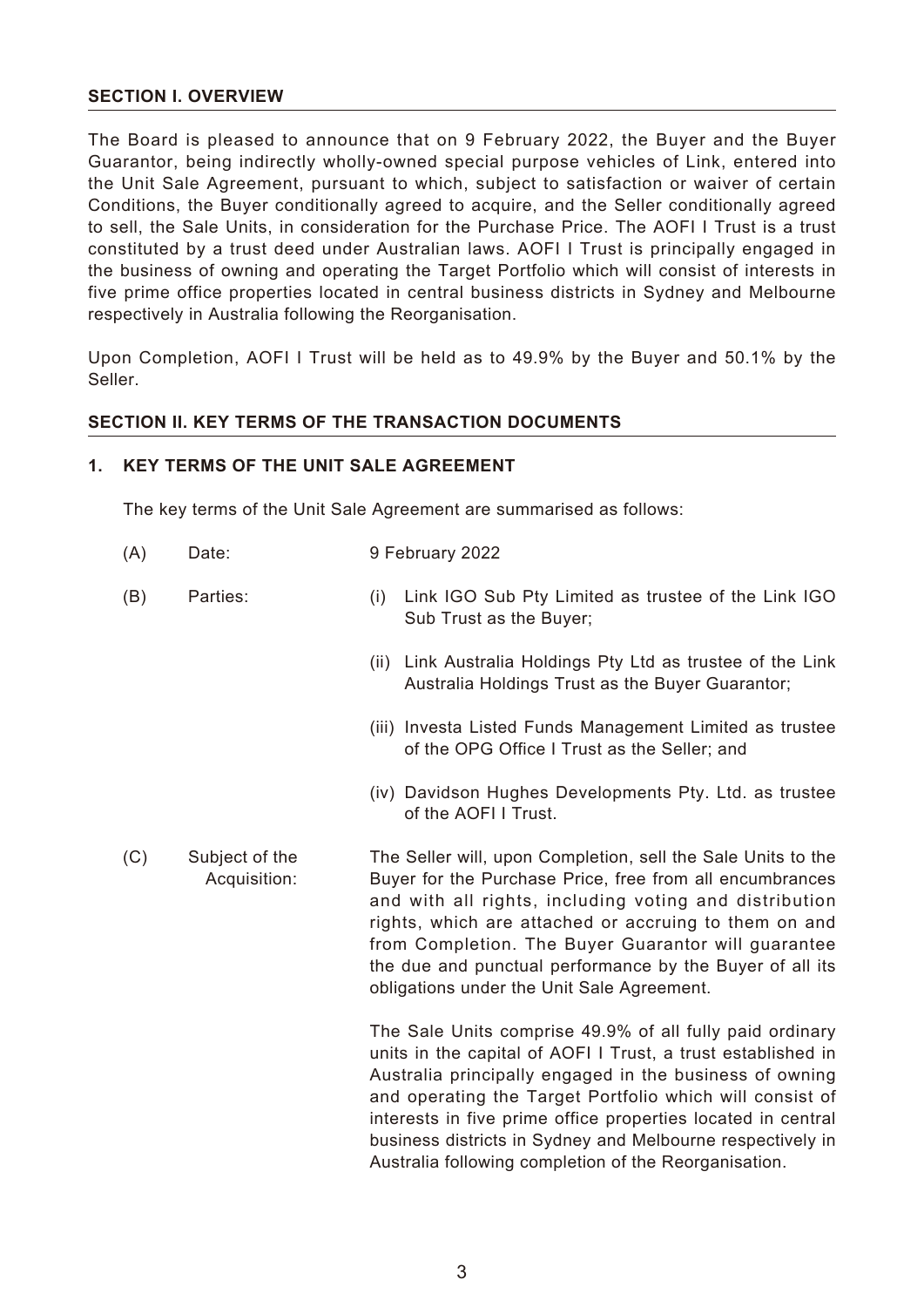## SECTION I. OVERVIEW

The Board is pleased to announce that on 9 February 2022, the Buyer and the Buyer Guarantor, being indirectly wholly-owned special purpose vehicles of Link, entered into the Unit Sale Agreement, pursuant to which, subject to satisfaction or waiver of certain Conditions, the Buyer conditionally agreed to acquire, and the Seller conditionally agreed to sell, the Sale Units, in consideration for the Purchase Price. The AOFI I Trust is a trust constituted by a trust deed under Australian laws. AOFI I Trust is principally engaged in the business of owning and operating the Target Portfolio which will consist of interests in five prime office properties located in central business districts in Sydney and Melbourne respectively in Australia following the Reorganisation.

Upon Completion, AOFI I Trust will be held as to 49.9% by the Buyer and 50.1% by the Seller.

## SECTION II. KEY TERMS OF THE TRANSACTION DOCUMENTS

### 1. KEY TERMS OF THE UNIT SALE AGREEMENT

The key terms of the Unit Sale Agreement are summarised as follows:

(A) Date: 9 February 2022

(B) Parties:

(i) Link IGO Sub Pty Limited as trustee of the Link IGO Sub Trust as the Buyer;

(ii) Link Australia Holdings Pty Ltd as trustee of the Link Australia Holdings Trust as the Buyer Guarantor;

(iii) Investa Listed Funds Management Limited as trustee of the OPG Office I Trust as the Seller; and

(iv) Davidson Hughes Developments Pty. Ltd. as trustee of the AOFI I Trust.

(C) Subject of the Acquisition:

The Seller will, upon Completion, sell the Sale Units to the Buyer for the Purchase Price, free from all encumbrances and with all rights, including voting and distribution rights, which are attached or accruing to them on and from Completion. The Buyer Guarantor will guarantee the due and punctual performance by the Buyer of all its obligations under the Unit Sale Agreement.

The Sale Units comprise 49.9% of all fully paid ordinary units in the capital of AOFI I Trust, a trust established in Australia principally engaged in the business of owning and operating the Target Portfolio which will consist of interests in five prime office properties located in central business districts in Sydney and Melbourne respectively in Australia following completion of the Reorganisation.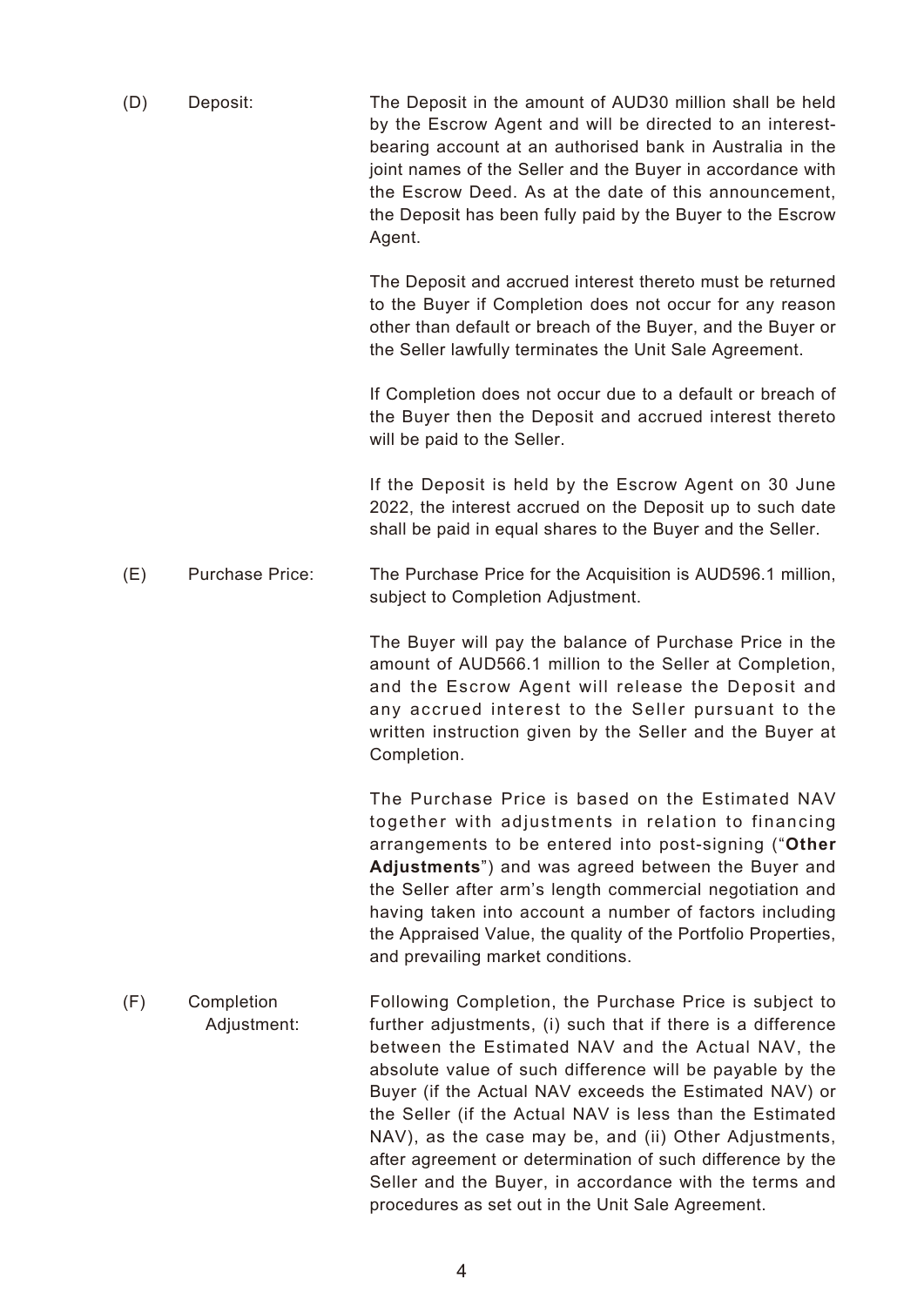(D) Deposit:

The Deposit in the amount of AUD30 million shall be held by the Escrow Agent and will be directed to an interest-bearing account at an authorised bank in Australia in the joint names of the Seller and the Buyer in accordance with the Escrow Deed. As at the date of this announcement, the Deposit has been fully paid by the Buyer to the Escrow Agent.

The Deposit and accrued interest thereto must be returned to the Buyer if Completion does not occur for any reason other than default or breach of the Buyer, and the Buyer or the Seller lawfully terminates the Unit Sale Agreement.

If Completion does not occur due to a default or breach of the Buyer then the Deposit and accrued interest thereto will be paid to the Seller.

If the Deposit is held by the Escrow Agent on 30 June 2022, the interest accrued on the Deposit up to such date shall be paid in equal shares to the Buyer and the Seller.

(E) Purchase Price:

The Purchase Price for the Acquisition is AUD596.1 million, subject to Completion Adjustment.

The Buyer will pay the balance of Purchase Price in the amount of AUD566.1 million to the Seller at Completion, and the Escrow Agent will release the Deposit and any accrued interest to the Seller pursuant to the written instruction given by the Seller and the Buyer at Completion.

The Purchase Price is based on the Estimated NAV together with adjustments in relation to financing arrangements to be entered into post-signing ("**Other Adjustments**") and was agreed between the Buyer and the Seller after arm's length commercial negotiation and having taken into account a number of factors including the Appraised Value, the quality of the Portfolio Properties, and prevailing market conditions.

(F) Completion Adjustment:

Following Completion, the Purchase Price is subject to further adjustments, (i) such that if there is a difference between the Estimated NAV and the Actual NAV, the absolute value of such difference will be payable by the Buyer (if the Actual NAV exceeds the Estimated NAV) or the Seller (if the Actual NAV is less than the Estimated NAV), as the case may be, and (ii) Other Adjustments, after agreement or determination of such difference by the Seller and the Buyer, in accordance with the terms and procedures as set out in the Unit Sale Agreement.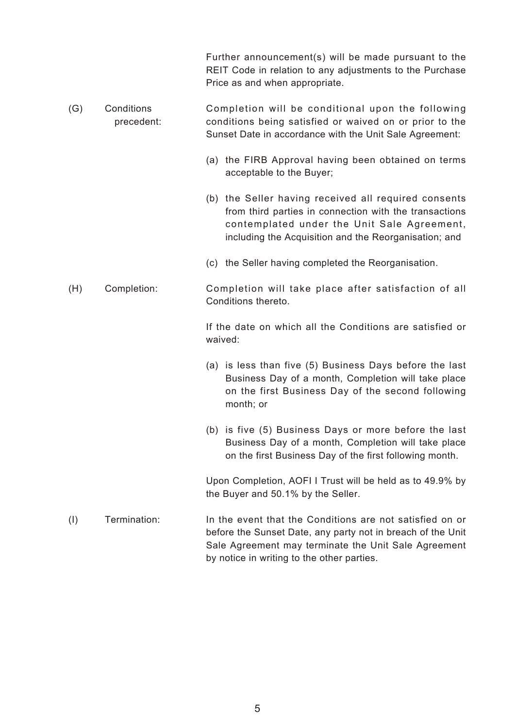Further announcement(s) will be made pursuant to the REIT Code in relation to any adjustments to the Purchase Price as and when appropriate.

(G) Conditions precedent: Completion will be conditional upon the following conditions being satisfied or waived on or prior to the Sunset Date in accordance with the Unit Sale Agreement:

(a) the FIRB Approval having been obtained on terms acceptable to the Buyer;

(b) the Seller having received all required consents from third parties in connection with the transactions contemplated under the Unit Sale Agreement, including the Acquisition and the Reorganisation; and

(c) the Seller having completed the Reorganisation.

(H) Completion: Completion will take place after satisfaction of all Conditions thereto.

If the date on which all the Conditions are satisfied or waived:

(a) is less than five (5) Business Days before the last Business Day of a month, Completion will take place on the first Business Day of the second following month; or

(b) is five (5) Business Days or more before the last Business Day of a month, Completion will take place on the first Business Day of the first following month.

Upon Completion, AOFI I Trust will be held as to 49.9% by the Buyer and 50.1% by the Seller.

(I) Termination: In the event that the Conditions are not satisfied on or before the Sunset Date, any party not in breach of the Unit Sale Agreement may terminate the Unit Sale Agreement by notice in writing to the other parties.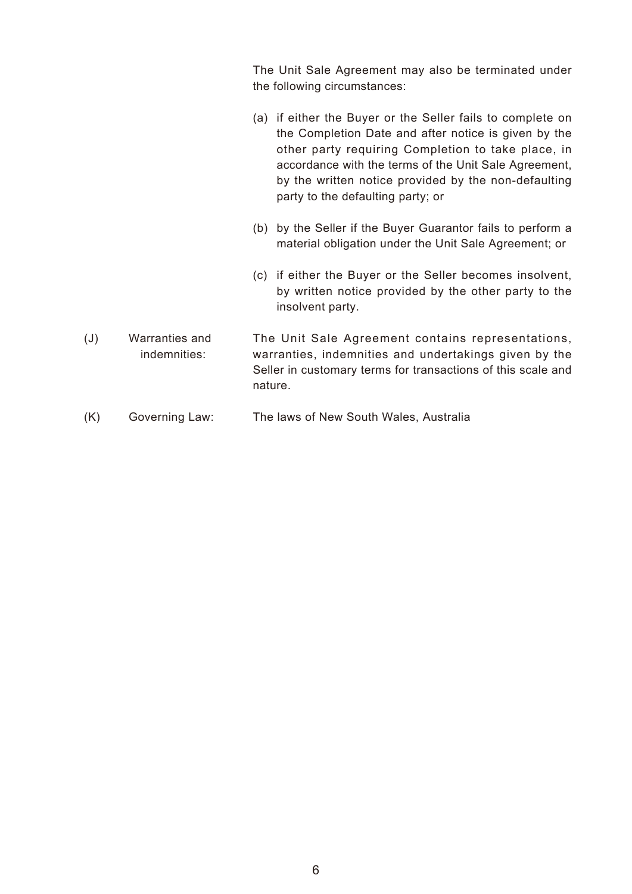The Unit Sale Agreement may also be terminated under the following circumstances:

(a) if either the Buyer or the Seller fails to complete on the Completion Date and after notice is given by the other party requiring Completion to take place, in accordance with the terms of the Unit Sale Agreement, by the written notice provided by the non-defaulting party to the defaulting party; or

(b) by the Seller if the Buyer Guarantor fails to perform a material obligation under the Unit Sale Agreement; or

(c) if either the Buyer or the Seller becomes insolvent, by written notice provided by the other party to the insolvent party.

(J) Warranties and indemnities: The Unit Sale Agreement contains representations, warranties, indemnities and undertakings given by the Seller in customary terms for transactions of this scale and nature.

(K) Governing Law: The laws of New South Wales, Australia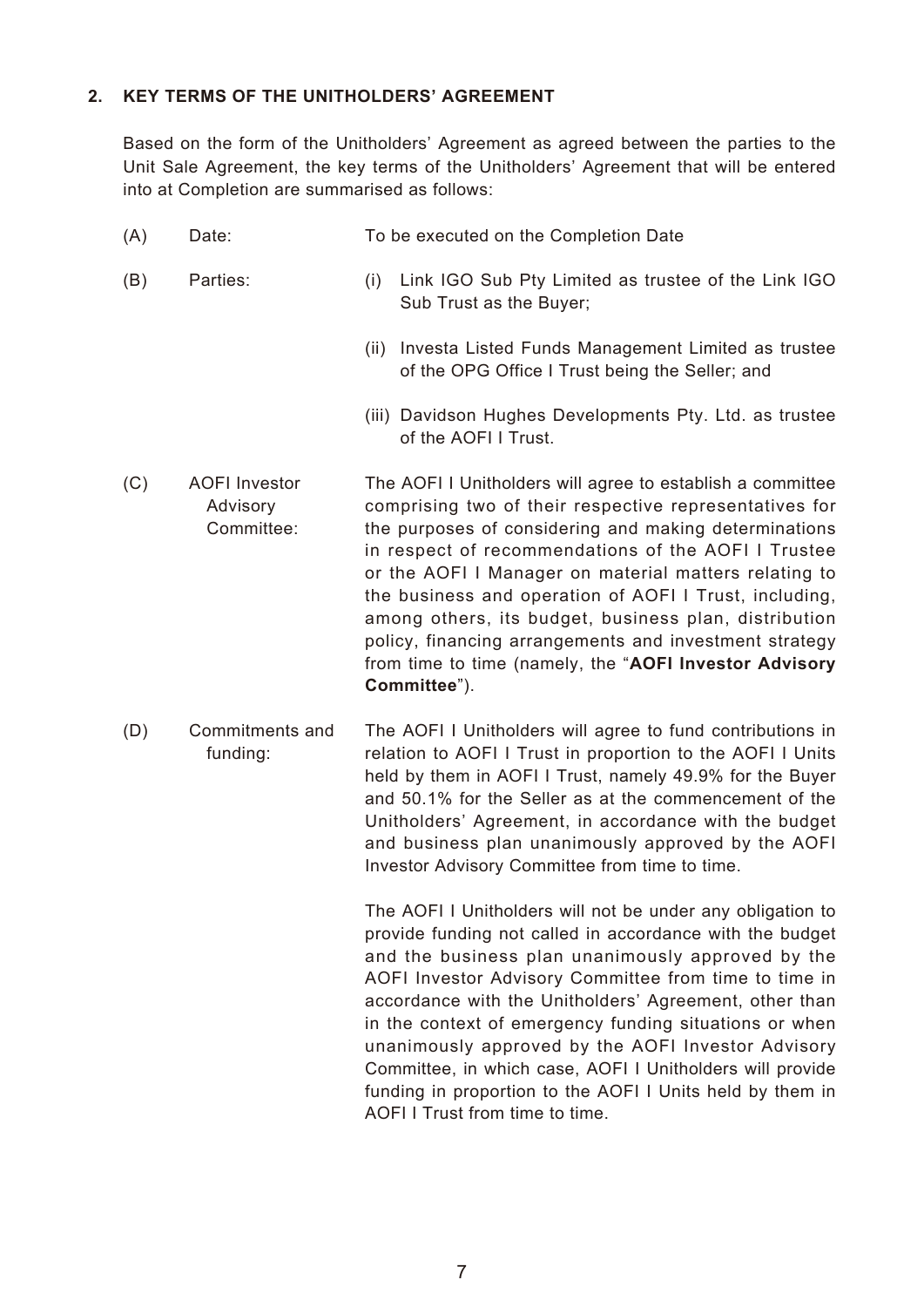## 2. KEY TERMS OF THE UNITHOLDERS' AGREEMENT

Based on the form of the Unitholders' Agreement as agreed between the parties to the Unit Sale Agreement, the key terms of the Unitholders' Agreement that will be entered into at Completion are summarised as follows:

(A) Date: To be executed on the Completion Date

(B) Parties:

(i) Link IGO Sub Pty Limited as trustee of the Link IGO Sub Trust as the Buyer;

(ii) Investa Listed Funds Management Limited as trustee of the OPG Office I Trust being the Seller; and

(iii) Davidson Hughes Developments Pty. Ltd. as trustee of the AOFI I Trust.

(C) AOFI Investor Advisory Committee: The AOFI I Unitholders will agree to establish a committee comprising two of their respective representatives for the purposes of considering and making determinations in respect of recommendations of the AOFI I Trustee or the AOFI I Manager on material matters relating to the business and operation of AOFI I Trust, including, among others, its budget, business plan, distribution policy, financing arrangements and investment strategy from time to time (namely, the "**AOFI Investor Advisory Committee**").

(D) Commitments and funding: The AOFI I Unitholders will agree to fund contributions in relation to AOFI I Trust in proportion to the AOFI I Units held by them in AOFI I Trust, namely 49.9% for the Buyer and 50.1% for the Seller as at the commencement of the Unitholders' Agreement, in accordance with the budget and business plan unanimously approved by the AOFI Investor Advisory Committee from time to time.

The AOFI I Unitholders will not be under any obligation to provide funding not called in accordance with the budget and the business plan unanimously approved by the AOFI Investor Advisory Committee from time to time in accordance with the Unitholders' Agreement, other than in the context of emergency funding situations or when unanimously approved by the AOFI Investor Advisory Committee, in which case, AOFI I Unitholders will provide funding in proportion to the AOFI I Units held by them in AOFI I Trust from time to time.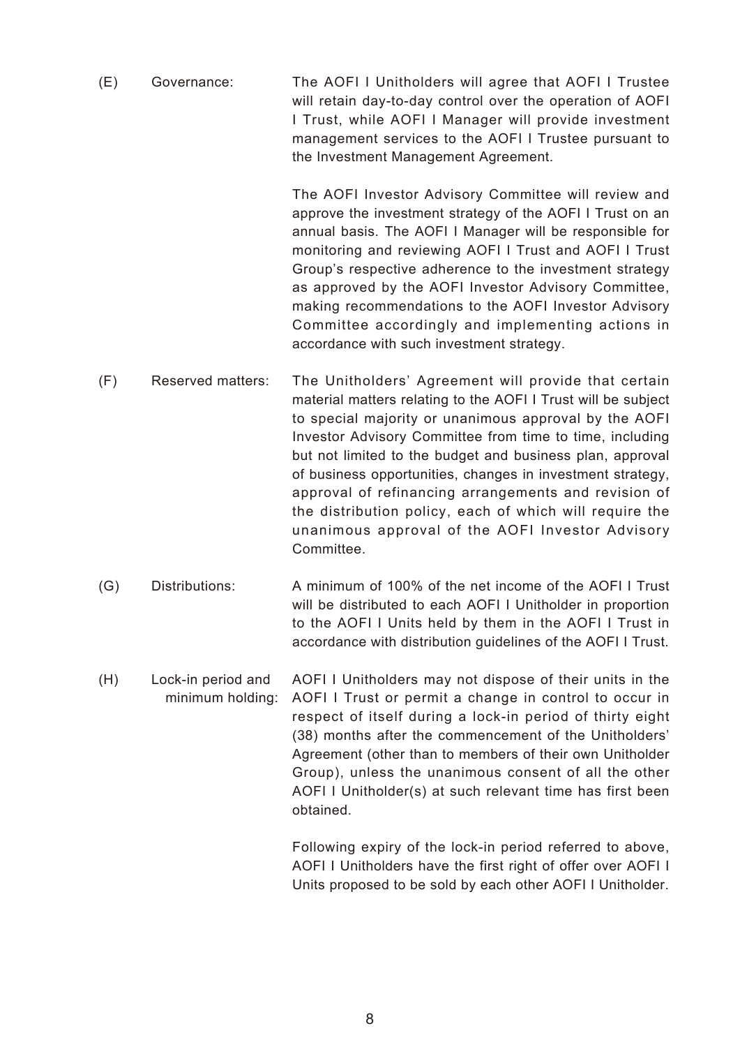(E) Governance: The AOFI I Unitholders will agree that AOFI I Trustee will retain day-to-day control over the operation of AOFI I Trust, while AOFI I Manager will provide investment management services to the AOFI I Trustee pursuant to the Investment Management Agreement.

The AOFI Investor Advisory Committee will review and approve the investment strategy of the AOFI I Trust on an annual basis. The AOFI I Manager will be responsible for monitoring and reviewing AOFI I Trust and AOFI I Trust Group's respective adherence to the investment strategy as approved by the AOFI Investor Advisory Committee, making recommendations to the AOFI Investor Advisory Committee accordingly and implementing actions in accordance with such investment strategy.

(F) Reserved matters: The Unitholders' Agreement will provide that certain material matters relating to the AOFI I Trust will be subject to special majority or unanimous approval by the AOFI Investor Advisory Committee from time to time, including but not limited to the budget and business plan, approval of business opportunities, changes in investment strategy, approval of refinancing arrangements and revision of the distribution policy, each of which will require the unanimous approval of the AOFI Investor Advisory Committee.

(G) Distributions: A minimum of 100% of the net income of the AOFI I Trust will be distributed to each AOFI I Unitholder in proportion to the AOFI I Units held by them in the AOFI I Trust in accordance with distribution guidelines of the AOFI I Trust.

(H) Lock-in period and minimum holding: AOFI I Unitholders may not dispose of their units in the AOFI I Trust or permit a change in control to occur in respect of itself during a lock-in period of thirty eight (38) months after the commencement of the Unitholders' Agreement (other than to members of their own Unitholder Group), unless the unanimous consent of all the other AOFI I Unitholder(s) at such relevant time has first been obtained.

Following expiry of the lock-in period referred to above, AOFI I Unitholders have the first right of offer over AOFI I Units proposed to be sold by each other AOFI I Unitholder.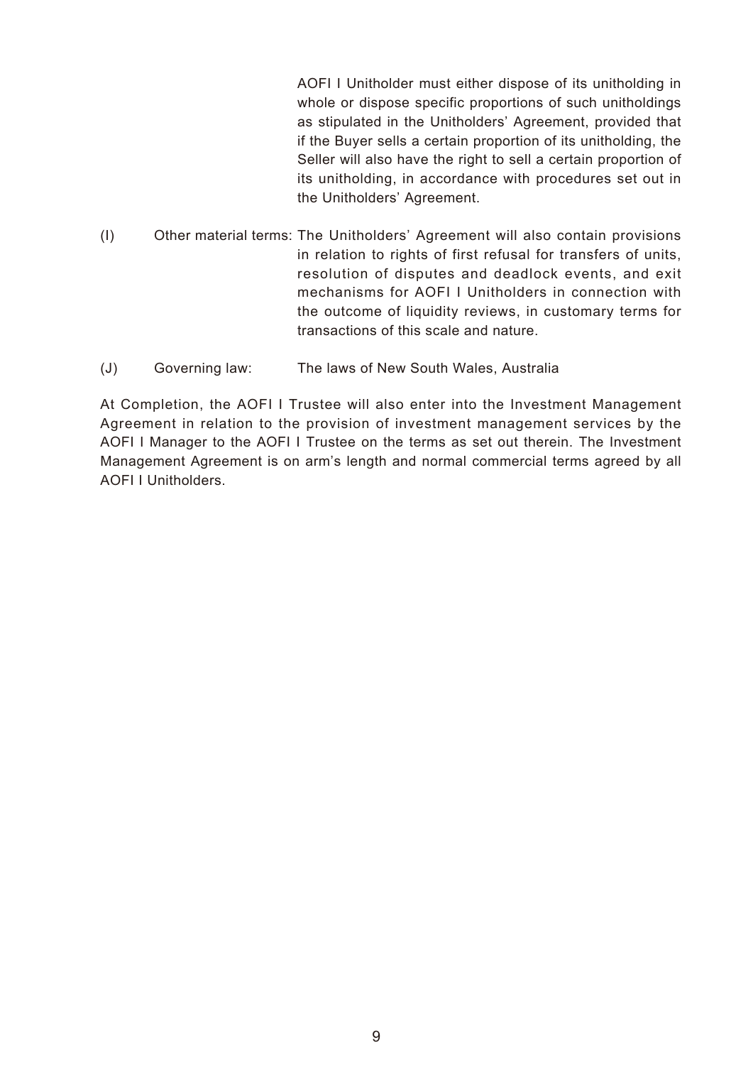AOFI I Unitholder must either dispose of its unitholding in whole or dispose specific proportions of such unitholdings as stipulated in the Unitholders' Agreement, provided that if the Buyer sells a certain proportion of its unitholding, the Seller will also have the right to sell a certain proportion of its unitholding, in accordance with procedures set out in the Unitholders' Agreement.

(I) Other material terms: The Unitholders' Agreement will also contain provisions in relation to rights of first refusal for transfers of units, resolution of disputes and deadlock events, and exit mechanisms for AOFI I Unitholders in connection with the outcome of liquidity reviews, in customary terms for transactions of this scale and nature.

(J) Governing law: The laws of New South Wales, Australia

At Completion, the AOFI I Trustee will also enter into the Investment Management Agreement in relation to the provision of investment management services by the AOFI I Manager to the AOFI I Trustee on the terms as set out therein. The Investment Management Agreement is on arm's length and normal commercial terms agreed by all AOFI I Unitholders.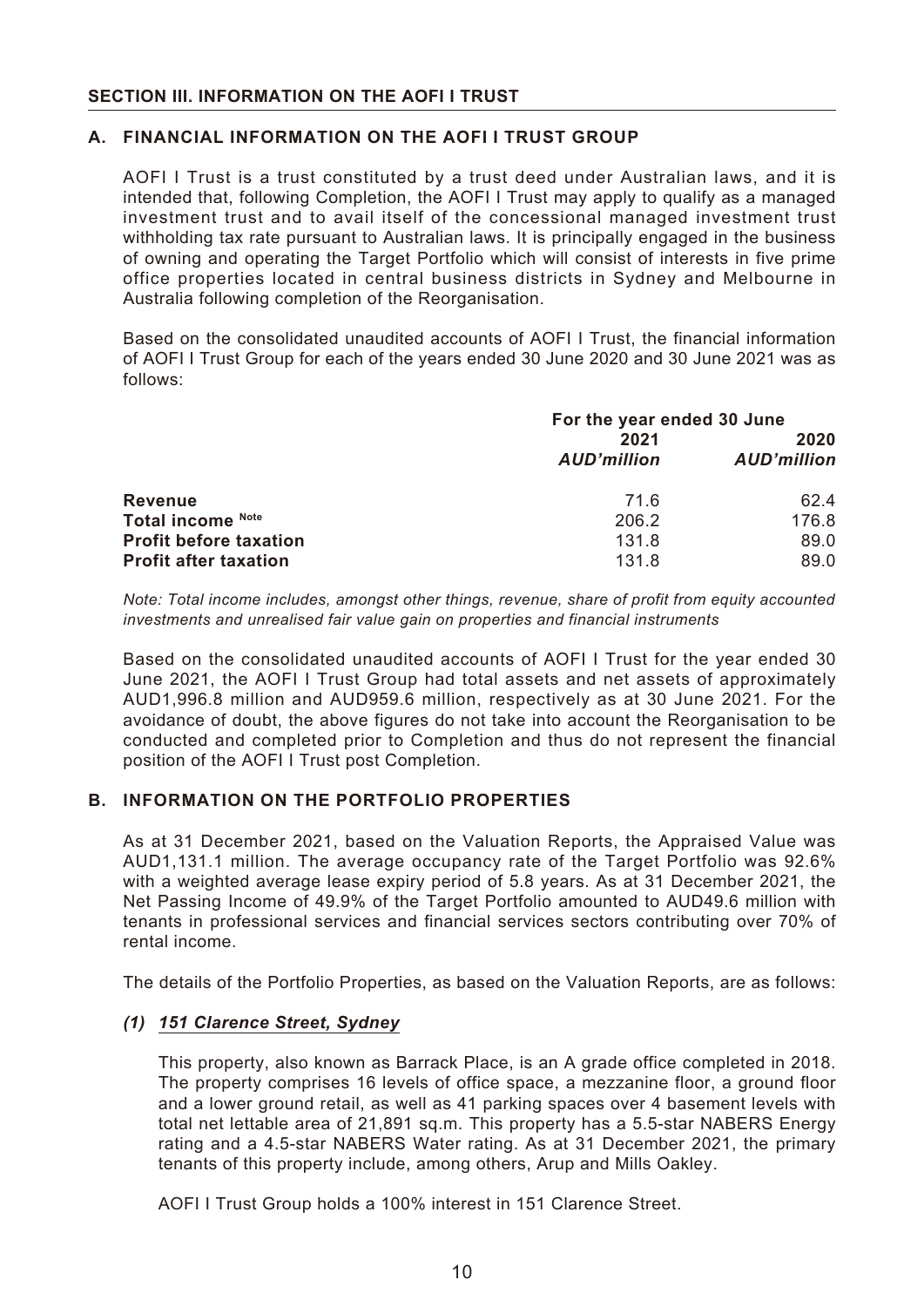## SECTION III. INFORMATION ON THE AOFI I TRUST

### A. FINANCIAL INFORMATION ON THE AOFI I TRUST GROUP

AOFI I Trust is a trust constituted by a trust deed under Australian laws, and it is intended that, following Completion, the AOFI I Trust may apply to qualify as a managed investment trust and to avail itself of the concessional managed investment trust withholding tax rate pursuant to Australian laws. It is principally engaged in the business of owning and operating the Target Portfolio which will consist of interests in five prime office properties located in central business districts in Sydney and Melbourne in Australia following completion of the Reorganisation.

Based on the consolidated unaudited accounts of AOFI I Trust, the financial information of AOFI I Trust Group for each of the years ended 30 June 2020 and 30 June 2021 was as follows:

| | For the year ended 30 June | |
|---|---|---|
| | **2021** | **2020** |
| | ***AUD'million*** | ***AUD'million*** |
| **Revenue** | 71.6 | 62.4 |
| **Total income** Note | 206.2 | 176.8 |
| **Profit before taxation** | 131.8 | 89.0 |
| **Profit after taxation** | 131.8 | 89.0 |

*Note: Total income includes, amongst other things, revenue, share of profit from equity accounted investments and unrealised fair value gain on properties and financial instruments*

Based on the consolidated unaudited accounts of AOFI I Trust for the year ended 30 June 2021, the AOFI I Trust Group had total assets and net assets of approximately AUD1,996.8 million and AUD959.6 million, respectively as at 30 June 2021. For the avoidance of doubt, the above figures do not take into account the Reorganisation to be conducted and completed prior to Completion and thus do not represent the financial position of the AOFI I Trust post Completion.

### B. INFORMATION ON THE PORTFOLIO PROPERTIES

As at 31 December 2021, based on the Valuation Reports, the Appraised Value was AUD1,131.1 million. The average occupancy rate of the Target Portfolio was 92.6% with a weighted average lease expiry period of 5.8 years. As at 31 December 2021, the Net Passing Income of 49.9% of the Target Portfolio amounted to AUD49.6 million with tenants in professional services and financial services sectors contributing over 70% of rental income.

The details of the Portfolio Properties, as based on the Valuation Reports, are as follows:

#### *(1) 151 Clarence Street, Sydney*

This property, also known as Barrack Place, is an A grade office completed in 2018. The property comprises 16 levels of office space, a mezzanine floor, a ground floor and a lower ground retail, as well as 41 parking spaces over 4 basement levels with total net lettable area of 21,891 sq.m. This property has a 5.5-star NABERS Energy rating and a 4.5-star NABERS Water rating. As at 31 December 2021, the primary tenants of this property include, among others, Arup and Mills Oakley.

AOFI I Trust Group holds a 100% interest in 151 Clarence Street.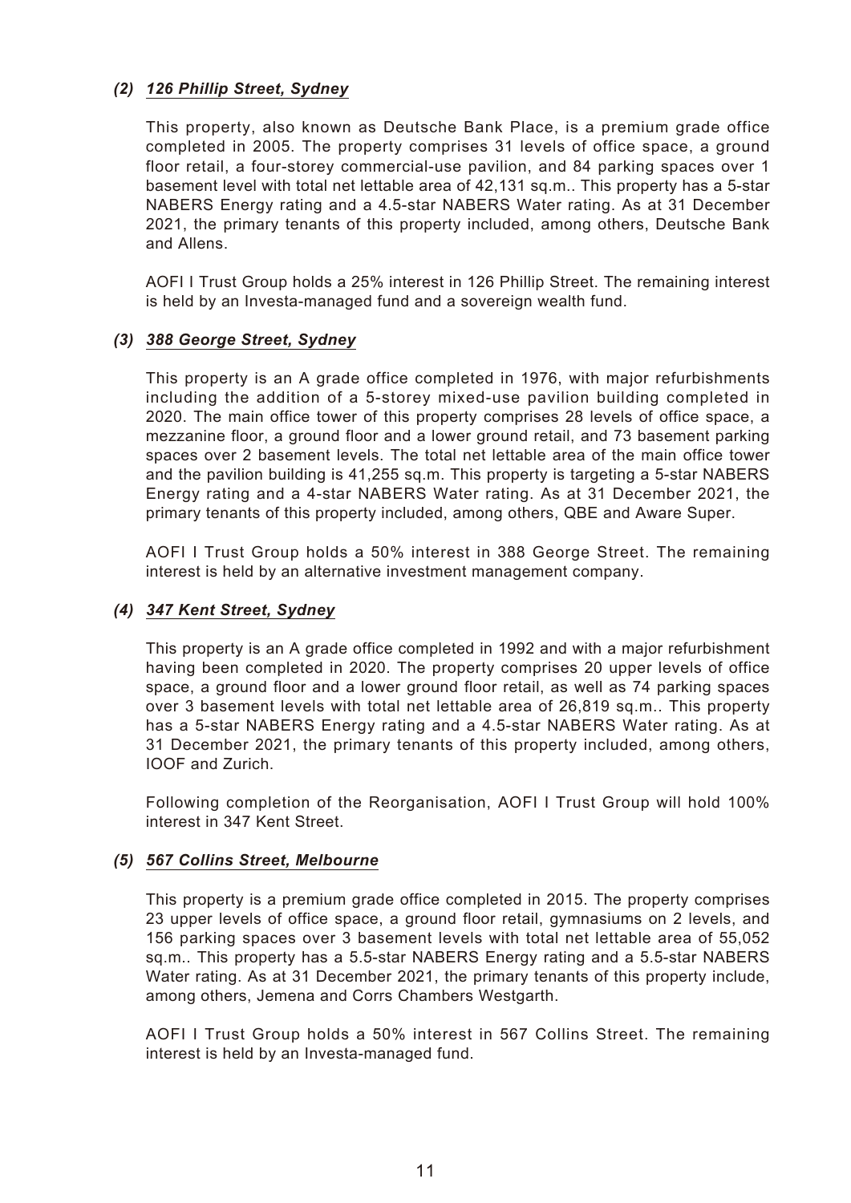### *(2) 126 Phillip Street, Sydney*

This property, also known as Deutsche Bank Place, is a premium grade office completed in 2005. The property comprises 31 levels of office space, a ground floor retail, a four-storey commercial-use pavilion, and 84 parking spaces over 1 basement level with total net lettable area of 42,131 sq.m.. This property has a 5-star NABERS Energy rating and a 4.5-star NABERS Water rating. As at 31 December 2021, the primary tenants of this property included, among others, Deutsche Bank and Allens.

AOFI I Trust Group holds a 25% interest in 126 Phillip Street. The remaining interest is held by an Investa-managed fund and a sovereign wealth fund.

### *(3) 388 George Street, Sydney*

This property is an A grade office completed in 1976, with major refurbishments including the addition of a 5-storey mixed-use pavilion building completed in 2020. The main office tower of this property comprises 28 levels of office space, a mezzanine floor, a ground floor and a lower ground retail, and 73 basement parking spaces over 2 basement levels. The total net lettable area of the main office tower and the pavilion building is 41,255 sq.m. This property is targeting a 5-star NABERS Energy rating and a 4-star NABERS Water rating. As at 31 December 2021, the primary tenants of this property included, among others, QBE and Aware Super.

AOFI I Trust Group holds a 50% interest in 388 George Street. The remaining interest is held by an alternative investment management company.

### *(4) 347 Kent Street, Sydney*

This property is an A grade office completed in 1992 and with a major refurbishment having been completed in 2020. The property comprises 20 upper levels of office space, a ground floor and a lower ground floor retail, as well as 74 parking spaces over 3 basement levels with total net lettable area of 26,819 sq.m.. This property has a 5-star NABERS Energy rating and a 4.5-star NABERS Water rating. As at 31 December 2021, the primary tenants of this property included, among others, IOOF and Zurich.

Following completion of the Reorganisation, AOFI I Trust Group will hold 100% interest in 347 Kent Street.

### *(5) 567 Collins Street, Melbourne*

This property is a premium grade office completed in 2015. The property comprises 23 upper levels of office space, a ground floor retail, gymnasiums on 2 levels, and 156 parking spaces over 3 basement levels with total net lettable area of 55,052 sq.m.. This property has a 5.5-star NABERS Energy rating and a 5.5-star NABERS Water rating. As at 31 December 2021, the primary tenants of this property include, among others, Jemena and Corrs Chambers Westgarth.

AOFI I Trust Group holds a 50% interest in 567 Collins Street. The remaining interest is held by an Investa-managed fund.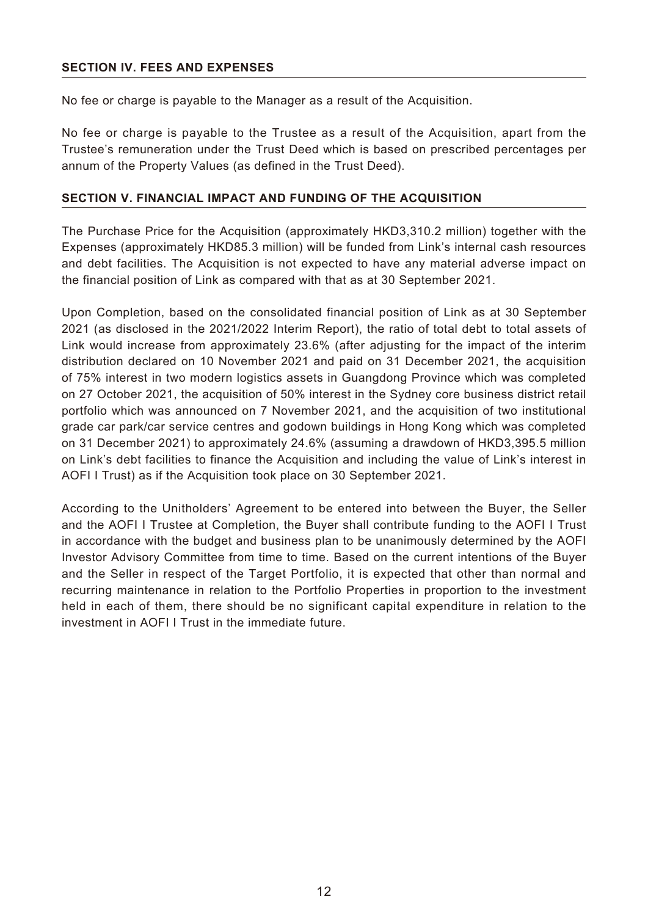## SECTION IV. FEES AND EXPENSES

No fee or charge is payable to the Manager as a result of the Acquisition.

No fee or charge is payable to the Trustee as a result of the Acquisition, apart from the Trustee's remuneration under the Trust Deed which is based on prescribed percentages per annum of the Property Values (as defined in the Trust Deed).

## SECTION V. FINANCIAL IMPACT AND FUNDING OF THE ACQUISITION

The Purchase Price for the Acquisition (approximately HKD3,310.2 million) together with the Expenses (approximately HKD85.3 million) will be funded from Link's internal cash resources and debt facilities. The Acquisition is not expected to have any material adverse impact on the financial position of Link as compared with that as at 30 September 2021.

Upon Completion, based on the consolidated financial position of Link as at 30 September 2021 (as disclosed in the 2021/2022 Interim Report), the ratio of total debt to total assets of Link would increase from approximately 23.6% (after adjusting for the impact of the interim distribution declared on 10 November 2021 and paid on 31 December 2021, the acquisition of 75% interest in two modern logistics assets in Guangdong Province which was completed on 27 October 2021, the acquisition of 50% interest in the Sydney core business district retail portfolio which was announced on 7 November 2021, and the acquisition of two institutional grade car park/car service centres and godown buildings in Hong Kong which was completed on 31 December 2021) to approximately 24.6% (assuming a drawdown of HKD3,395.5 million on Link's debt facilities to finance the Acquisition and including the value of Link's interest in AOFI I Trust) as if the Acquisition took place on 30 September 2021.

According to the Unitholders' Agreement to be entered into between the Buyer, the Seller and the AOFI I Trustee at Completion, the Buyer shall contribute funding to the AOFI I Trust in accordance with the budget and business plan to be unanimously determined by the AOFI Investor Advisory Committee from time to time. Based on the current intentions of the Buyer and the Seller in respect of the Target Portfolio, it is expected that other than normal and recurring maintenance in relation to the Portfolio Properties in proportion to the investment held in each of them, there should be no significant capital expenditure in relation to the investment in AOFI I Trust in the immediate future.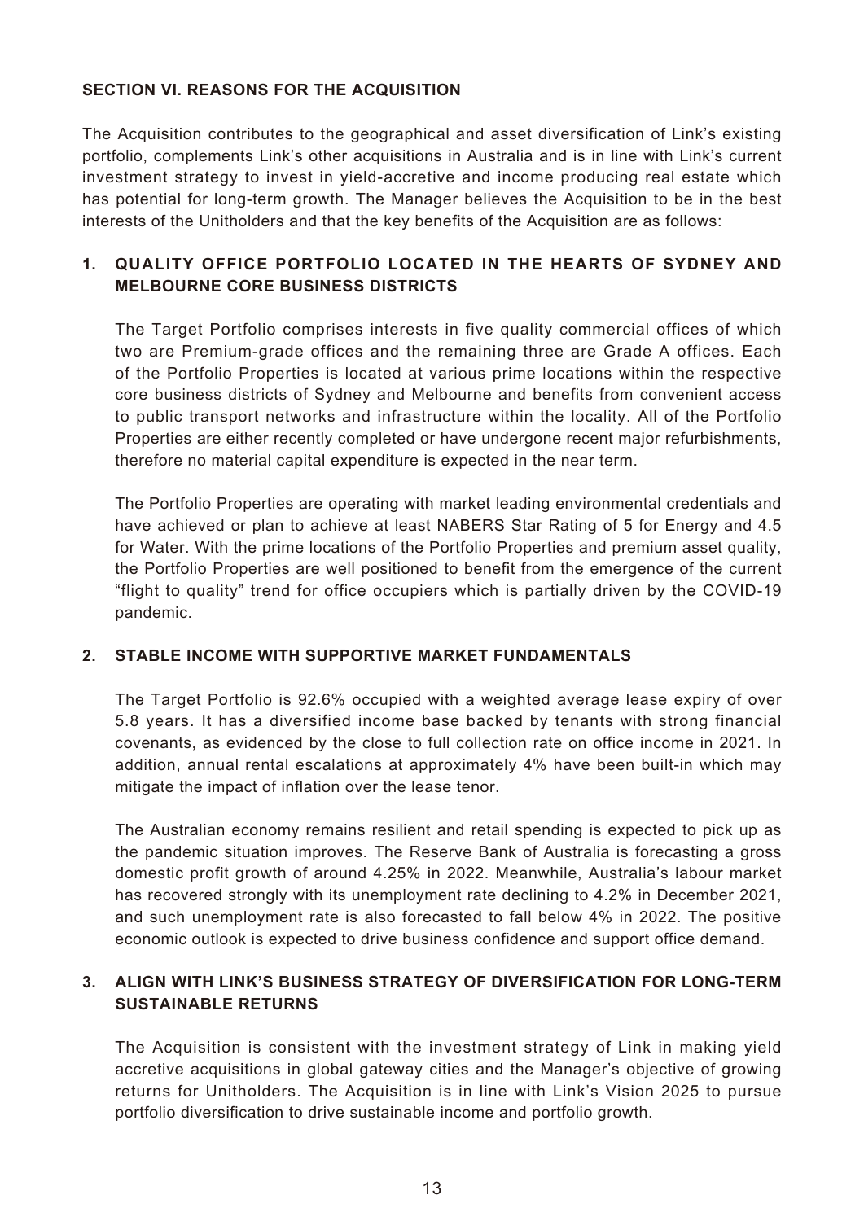## SECTION VI. REASONS FOR THE ACQUISITION

The Acquisition contributes to the geographical and asset diversification of Link's existing portfolio, complements Link's other acquisitions in Australia and is in line with Link's current investment strategy to invest in yield-accretive and income producing real estate which has potential for long-term growth. The Manager believes the Acquisition to be in the best interests of the Unitholders and that the key benefits of the Acquisition are as follows:

### 1. QUALITY OFFICE PORTFOLIO LOCATED IN THE HEARTS OF SYDNEY AND MELBOURNE CORE BUSINESS DISTRICTS

The Target Portfolio comprises interests in five quality commercial offices of which two are Premium-grade offices and the remaining three are Grade A offices. Each of the Portfolio Properties is located at various prime locations within the respective core business districts of Sydney and Melbourne and benefits from convenient access to public transport networks and infrastructure within the locality. All of the Portfolio Properties are either recently completed or have undergone recent major refurbishments, therefore no material capital expenditure is expected in the near term.

The Portfolio Properties are operating with market leading environmental credentials and have achieved or plan to achieve at least NABERS Star Rating of 5 for Energy and 4.5 for Water. With the prime locations of the Portfolio Properties and premium asset quality, the Portfolio Properties are well positioned to benefit from the emergence of the current "flight to quality" trend for office occupiers which is partially driven by the COVID-19 pandemic.

### 2. STABLE INCOME WITH SUPPORTIVE MARKET FUNDAMENTALS

The Target Portfolio is 92.6% occupied with a weighted average lease expiry of over 5.8 years. It has a diversified income base backed by tenants with strong financial covenants, as evidenced by the close to full collection rate on office income in 2021. In addition, annual rental escalations at approximately 4% have been built-in which may mitigate the impact of inflation over the lease tenor.

The Australian economy remains resilient and retail spending is expected to pick up as the pandemic situation improves. The Reserve Bank of Australia is forecasting a gross domestic profit growth of around 4.25% in 2022. Meanwhile, Australia's labour market has recovered strongly with its unemployment rate declining to 4.2% in December 2021, and such unemployment rate is also forecasted to fall below 4% in 2022. The positive economic outlook is expected to drive business confidence and support office demand.

### 3. ALIGN WITH LINK'S BUSINESS STRATEGY OF DIVERSIFICATION FOR LONG-TERM SUSTAINABLE RETURNS

The Acquisition is consistent with the investment strategy of Link in making yield accretive acquisitions in global gateway cities and the Manager's objective of growing returns for Unitholders. The Acquisition is in line with Link's Vision 2025 to pursue portfolio diversification to drive sustainable income and portfolio growth.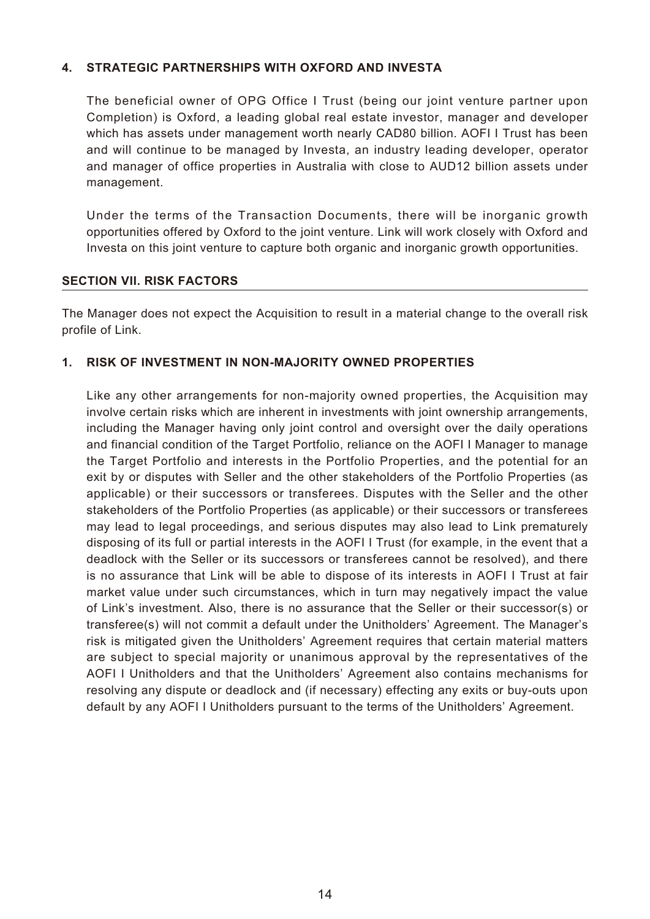### 4. STRATEGIC PARTNERSHIPS WITH OXFORD AND INVESTA

The beneficial owner of OPG Office I Trust (being our joint venture partner upon Completion) is Oxford, a leading global real estate investor, manager and developer which has assets under management worth nearly CAD80 billion. AOFI I Trust has been and will continue to be managed by Investa, an industry leading developer, operator and manager of office properties in Australia with close to AUD12 billion assets under management.

Under the terms of the Transaction Documents, there will be inorganic growth opportunities offered by Oxford to the joint venture. Link will work closely with Oxford and Investa on this joint venture to capture both organic and inorganic growth opportunities.

## SECTION VII. RISK FACTORS

The Manager does not expect the Acquisition to result in a material change to the overall risk profile of Link.

### 1. RISK OF INVESTMENT IN NON-MAJORITY OWNED PROPERTIES

Like any other arrangements for non-majority owned properties, the Acquisition may involve certain risks which are inherent in investments with joint ownership arrangements, including the Manager having only joint control and oversight over the daily operations and financial condition of the Target Portfolio, reliance on the AOFI I Manager to manage the Target Portfolio and interests in the Portfolio Properties, and the potential for an exit by or disputes with Seller and the other stakeholders of the Portfolio Properties (as applicable) or their successors or transferees. Disputes with the Seller and the other stakeholders of the Portfolio Properties (as applicable) or their successors or transferees may lead to legal proceedings, and serious disputes may also lead to Link prematurely disposing of its full or partial interests in the AOFI I Trust (for example, in the event that a deadlock with the Seller or its successors or transferees cannot be resolved), and there is no assurance that Link will be able to dispose of its interests in AOFI I Trust at fair market value under such circumstances, which in turn may negatively impact the value of Link's investment. Also, there is no assurance that the Seller or their successor(s) or transferee(s) will not commit a default under the Unitholders' Agreement. The Manager's risk is mitigated given the Unitholders' Agreement requires that certain material matters are subject to special majority or unanimous approval by the representatives of the AOFI I Unitholders and that the Unitholders' Agreement also contains mechanisms for resolving any dispute or deadlock and (if necessary) effecting any exits or buy-outs upon default by any AOFI I Unitholders pursuant to the terms of the Unitholders' Agreement.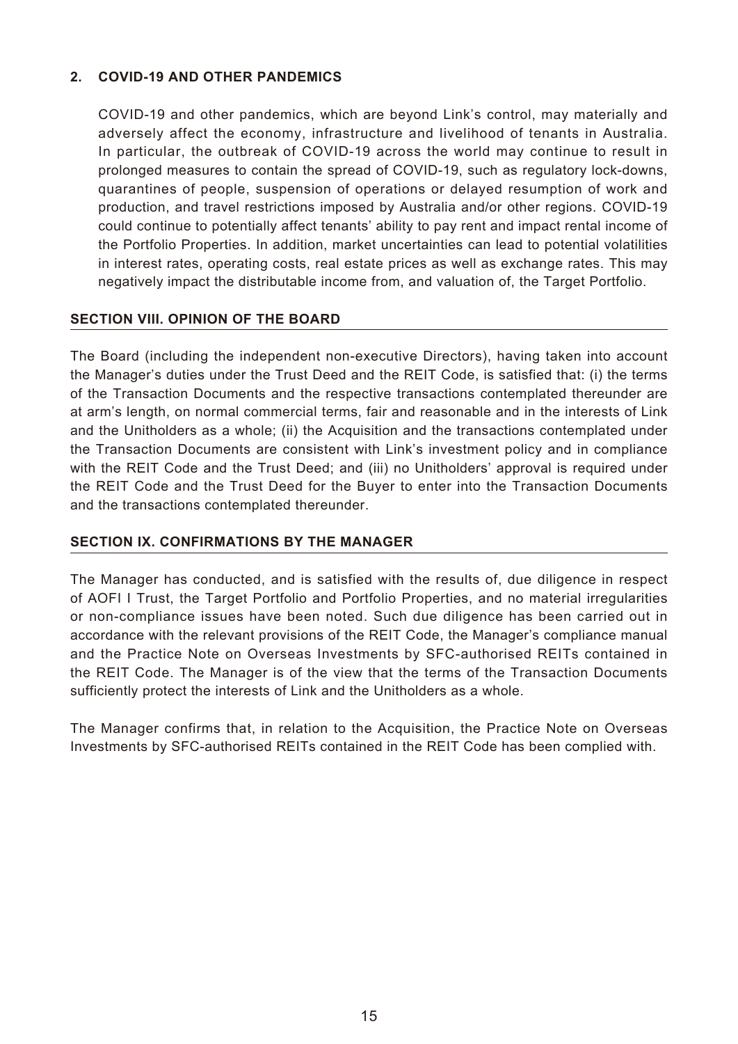### 2. COVID-19 AND OTHER PANDEMICS

COVID-19 and other pandemics, which are beyond Link's control, may materially and adversely affect the economy, infrastructure and livelihood of tenants in Australia. In particular, the outbreak of COVID-19 across the world may continue to result in prolonged measures to contain the spread of COVID-19, such as regulatory lock-downs, quarantines of people, suspension of operations or delayed resumption of work and production, and travel restrictions imposed by Australia and/or other regions. COVID-19 could continue to potentially affect tenants' ability to pay rent and impact rental income of the Portfolio Properties. In addition, market uncertainties can lead to potential volatilities in interest rates, operating costs, real estate prices as well as exchange rates. This may negatively impact the distributable income from, and valuation of, the Target Portfolio.

## SECTION VIII. OPINION OF THE BOARD

The Board (including the independent non-executive Directors), having taken into account the Manager's duties under the Trust Deed and the REIT Code, is satisfied that: (i) the terms of the Transaction Documents and the respective transactions contemplated thereunder are at arm's length, on normal commercial terms, fair and reasonable and in the interests of Link and the Unitholders as a whole; (ii) the Acquisition and the transactions contemplated under the Transaction Documents are consistent with Link's investment policy and in compliance with the REIT Code and the Trust Deed; and (iii) no Unitholders' approval is required under the REIT Code and the Trust Deed for the Buyer to enter into the Transaction Documents and the transactions contemplated thereunder.

## SECTION IX. CONFIRMATIONS BY THE MANAGER

The Manager has conducted, and is satisfied with the results of, due diligence in respect of AOFI I Trust, the Target Portfolio and Portfolio Properties, and no material irregularities or non-compliance issues have been noted. Such due diligence has been carried out in accordance with the relevant provisions of the REIT Code, the Manager's compliance manual and the Practice Note on Overseas Investments by SFC-authorised REITs contained in the REIT Code. The Manager is of the view that the terms of the Transaction Documents sufficiently protect the interests of Link and the Unitholders as a whole.

The Manager confirms that, in relation to the Acquisition, the Practice Note on Overseas Investments by SFC-authorised REITs contained in the REIT Code has been complied with.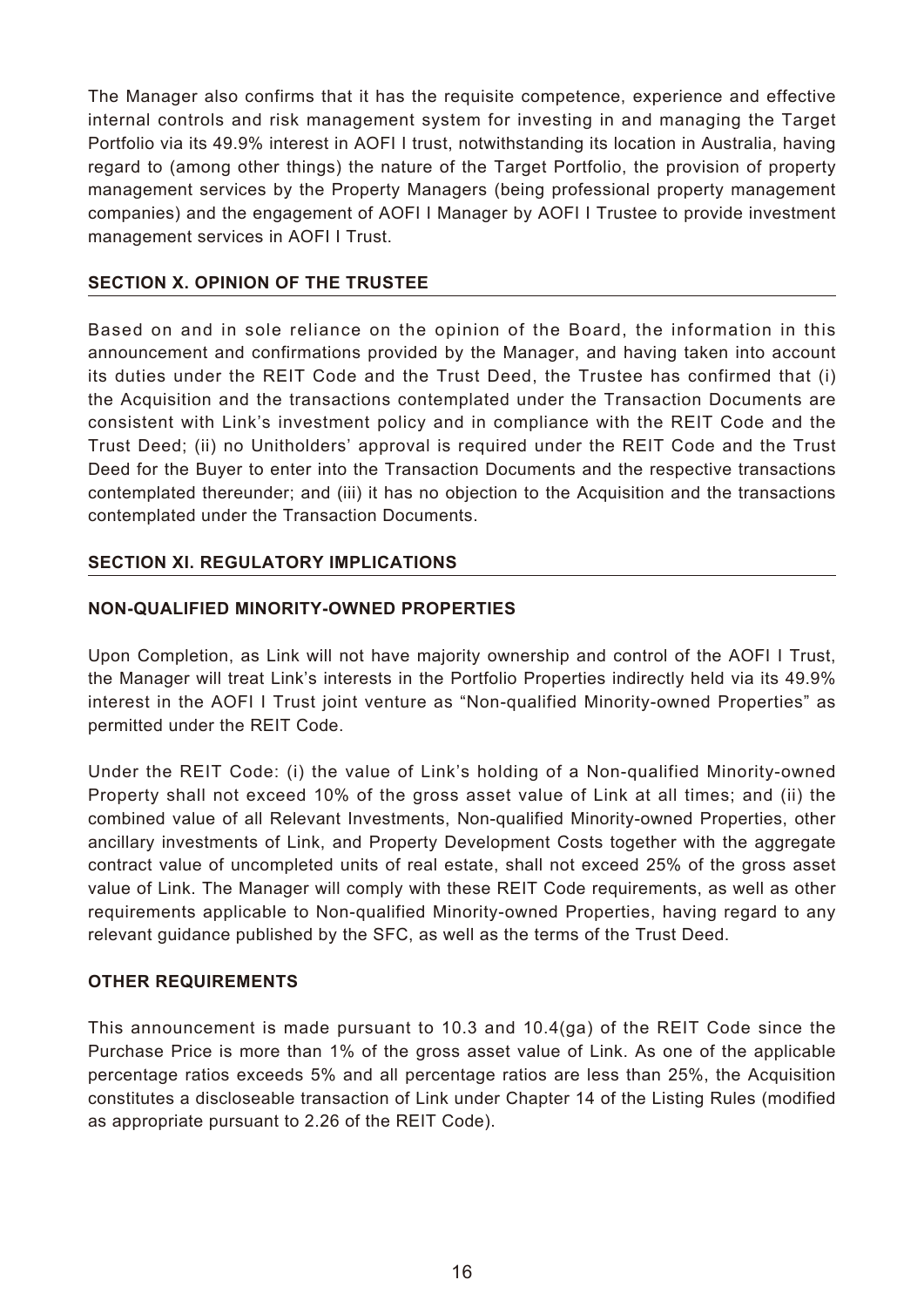The Manager also confirms that it has the requisite competence, experience and effective internal controls and risk management system for investing in and managing the Target Portfolio via its 49.9% interest in AOFI I trust, notwithstanding its location in Australia, having regard to (among other things) the nature of the Target Portfolio, the provision of property management services by the Property Managers (being professional property management companies) and the engagement of AOFI I Manager by AOFI I Trustee to provide investment management services in AOFI I Trust.

## SECTION X. OPINION OF THE TRUSTEE

Based on and in sole reliance on the opinion of the Board, the information in this announcement and confirmations provided by the Manager, and having taken into account its duties under the REIT Code and the Trust Deed, the Trustee has confirmed that (i) the Acquisition and the transactions contemplated under the Transaction Documents are consistent with Link's investment policy and in compliance with the REIT Code and the Trust Deed; (ii) no Unitholders' approval is required under the REIT Code and the Trust Deed for the Buyer to enter into the Transaction Documents and the respective transactions contemplated thereunder; and (iii) it has no objection to the Acquisition and the transactions contemplated under the Transaction Documents.

## SECTION XI. REGULATORY IMPLICATIONS

### NON-QUALIFIED MINORITY-OWNED PROPERTIES

Upon Completion, as Link will not have majority ownership and control of the AOFI I Trust, the Manager will treat Link's interests in the Portfolio Properties indirectly held via its 49.9% interest in the AOFI I Trust joint venture as "Non-qualified Minority-owned Properties" as permitted under the REIT Code.

Under the REIT Code: (i) the value of Link's holding of a Non-qualified Minority-owned Property shall not exceed 10% of the gross asset value of Link at all times; and (ii) the combined value of all Relevant Investments, Non-qualified Minority-owned Properties, other ancillary investments of Link, and Property Development Costs together with the aggregate contract value of uncompleted units of real estate, shall not exceed 25% of the gross asset value of Link. The Manager will comply with these REIT Code requirements, as well as other requirements applicable to Non-qualified Minority-owned Properties, having regard to any relevant guidance published by the SFC, as well as the terms of the Trust Deed.

### OTHER REQUIREMENTS

This announcement is made pursuant to 10.3 and 10.4(ga) of the REIT Code since the Purchase Price is more than 1% of the gross asset value of Link. As one of the applicable percentage ratios exceeds 5% and all percentage ratios are less than 25%, the Acquisition constitutes a discloseable transaction of Link under Chapter 14 of the Listing Rules (modified as appropriate pursuant to 2.26 of the REIT Code).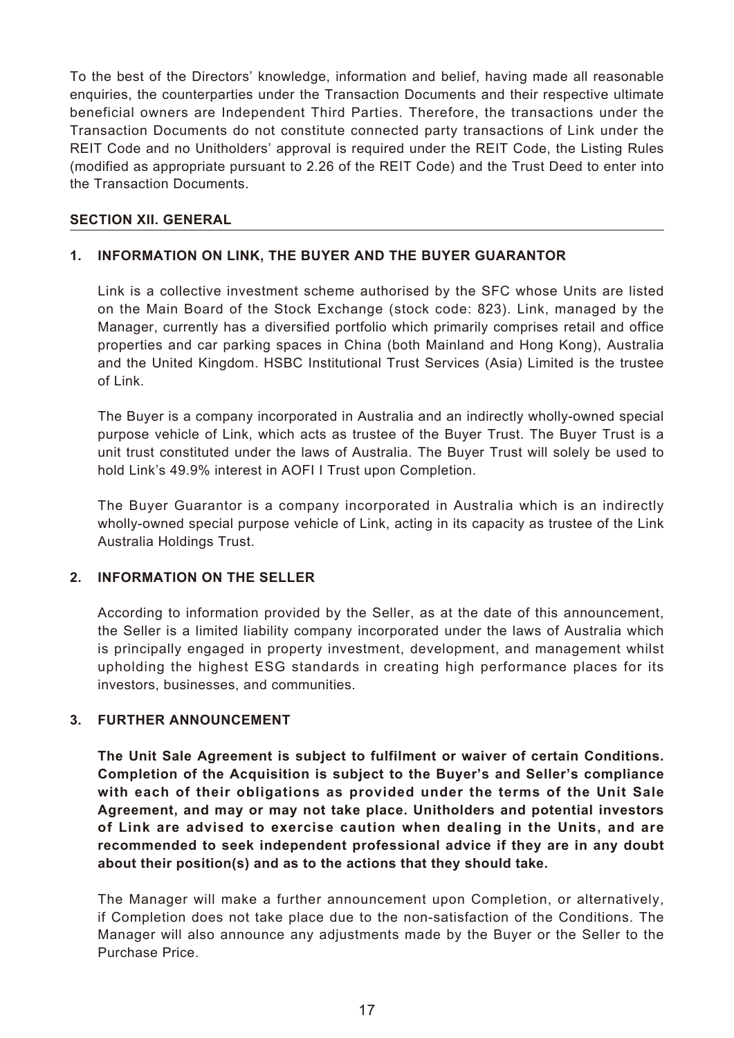To the best of the Directors' knowledge, information and belief, having made all reasonable enquiries, the counterparties under the Transaction Documents and their respective ultimate beneficial owners are Independent Third Parties. Therefore, the transactions under the Transaction Documents do not constitute connected party transactions of Link under the REIT Code and no Unitholders' approval is required under the REIT Code, the Listing Rules (modified as appropriate pursuant to 2.26 of the REIT Code) and the Trust Deed to enter into the Transaction Documents.

## SECTION XII. GENERAL

### 1. INFORMATION ON LINK, THE BUYER AND THE BUYER GUARANTOR

Link is a collective investment scheme authorised by the SFC whose Units are listed on the Main Board of the Stock Exchange (stock code: 823). Link, managed by the Manager, currently has a diversified portfolio which primarily comprises retail and office properties and car parking spaces in China (both Mainland and Hong Kong), Australia and the United Kingdom. HSBC Institutional Trust Services (Asia) Limited is the trustee of Link.

The Buyer is a company incorporated in Australia and an indirectly wholly-owned special purpose vehicle of Link, which acts as trustee of the Buyer Trust. The Buyer Trust is a unit trust constituted under the laws of Australia. The Buyer Trust will solely be used to hold Link's 49.9% interest in AOFI I Trust upon Completion.

The Buyer Guarantor is a company incorporated in Australia which is an indirectly wholly-owned special purpose vehicle of Link, acting in its capacity as trustee of the Link Australia Holdings Trust.

### 2. INFORMATION ON THE SELLER

According to information provided by the Seller, as at the date of this announcement, the Seller is a limited liability company incorporated under the laws of Australia which is principally engaged in property investment, development, and management whilst upholding the highest ESG standards in creating high performance places for its investors, businesses, and communities.

### 3. FURTHER ANNOUNCEMENT

**The Unit Sale Agreement is subject to fulfilment or waiver of certain Conditions. Completion of the Acquisition is subject to the Buyer's and Seller's compliance with each of their obligations as provided under the terms of the Unit Sale Agreement, and may or may not take place. Unitholders and potential investors of Link are advised to exercise caution when dealing in the Units, and are recommended to seek independent professional advice if they are in any doubt about their position(s) and as to the actions that they should take.**

The Manager will make a further announcement upon Completion, or alternatively, if Completion does not take place due to the non-satisfaction of the Conditions. The Manager will also announce any adjustments made by the Buyer or the Seller to the Purchase Price.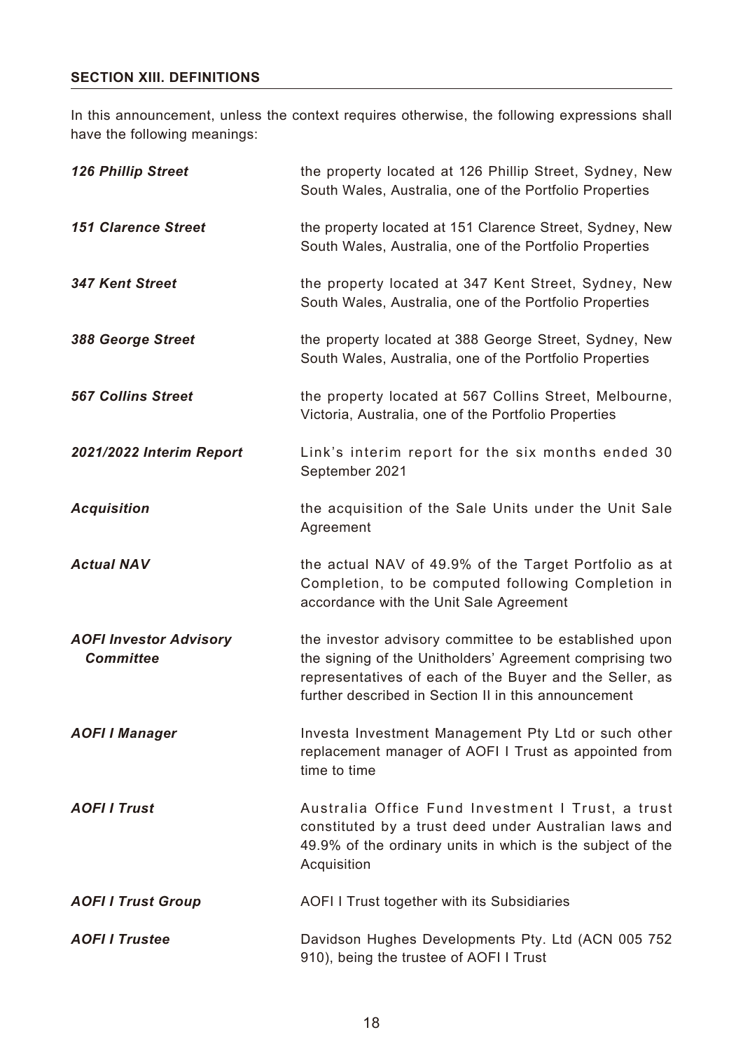## SECTION XIII. DEFINITIONS

In this announcement, unless the context requires otherwise, the following expressions shall have the following meanings:

| | |
|---|---|
| ***126 Phillip Street*** | the property located at 126 Phillip Street, Sydney, New South Wales, Australia, one of the Portfolio Properties |
| ***151 Clarence Street*** | the property located at 151 Clarence Street, Sydney, New South Wales, Australia, one of the Portfolio Properties |
| ***347 Kent Street*** | the property located at 347 Kent Street, Sydney, New South Wales, Australia, one of the Portfolio Properties |
| ***388 George Street*** | the property located at 388 George Street, Sydney, New South Wales, Australia, one of the Portfolio Properties |
| ***567 Collins Street*** | the property located at 567 Collins Street, Melbourne, Victoria, Australia, one of the Portfolio Properties |
| ***2021/2022 Interim Report*** | Link's interim report for the six months ended 30 September 2021 |
| ***Acquisition*** | the acquisition of the Sale Units under the Unit Sale Agreement |
| ***Actual NAV*** | the actual NAV of 49.9% of the Target Portfolio as at Completion, to be computed following Completion in accordance with the Unit Sale Agreement |
| ***AOFI Investor Advisory Committee*** | the investor advisory committee to be established upon the signing of the Unitholders' Agreement comprising two representatives of each of the Buyer and the Seller, as further described in Section II in this announcement |
| ***AOFI I Manager*** | Investa Investment Management Pty Ltd or such other replacement manager of AOFI I Trust as appointed from time to time |
| ***AOFI I Trust*** | Australia Office Fund Investment I Trust, a trust constituted by a trust deed under Australian laws and 49.9% of the ordinary units in which is the subject of the Acquisition |
| ***AOFI I Trust Group*** | AOFI I Trust together with its Subsidiaries |
| ***AOFI I Trustee*** | Davidson Hughes Developments Pty. Ltd (ACN 005 752 910), being the trustee of AOFI I Trust |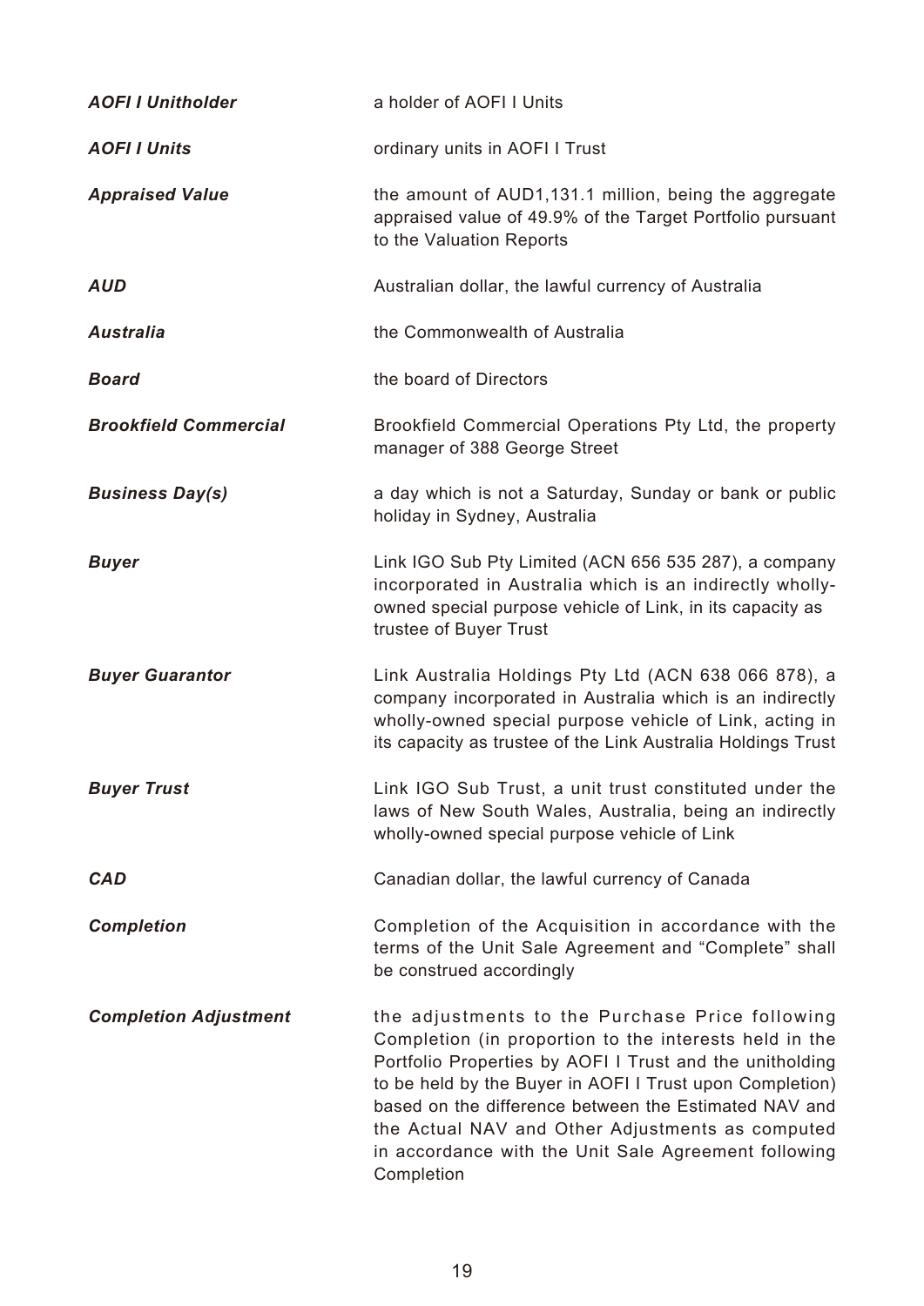| | |
|---|---|
| ***AOFI I Unitholder*** | a holder of AOFI I Units |
| ***AOFI I Units*** | ordinary units in AOFI I Trust |
| ***Appraised Value*** | the amount of AUD1,131.1 million, being the aggregate appraised value of 49.9% of the Target Portfolio pursuant to the Valuation Reports |
| ***AUD*** | Australian dollar, the lawful currency of Australia |
| ***Australia*** | the Commonwealth of Australia |
| ***Board*** | the board of Directors |
| ***Brookfield Commercial*** | Brookfield Commercial Operations Pty Ltd, the property manager of 388 George Street |
| ***Business Day(s)*** | a day which is not a Saturday, Sunday or bank or public holiday in Sydney, Australia |
| ***Buyer*** | Link IGO Sub Pty Limited (ACN 656 535 287), a company incorporated in Australia which is an indirectly wholly-owned special purpose vehicle of Link, in its capacity as trustee of Buyer Trust |
| ***Buyer Guarantor*** | Link Australia Holdings Pty Ltd (ACN 638 066 878), a company incorporated in Australia which is an indirectly wholly-owned special purpose vehicle of Link, acting in its capacity as trustee of the Link Australia Holdings Trust |
| ***Buyer Trust*** | Link IGO Sub Trust, a unit trust constituted under the laws of New South Wales, Australia, being an indirectly wholly-owned special purpose vehicle of Link |
| ***CAD*** | Canadian dollar, the lawful currency of Canada |
| ***Completion*** | Completion of the Acquisition in accordance with the terms of the Unit Sale Agreement and "Complete" shall be construed accordingly |
| ***Completion Adjustment*** | the adjustments to the Purchase Price following Completion (in proportion to the interests held in the Portfolio Properties by AOFI I Trust and the unitholding to be held by the Buyer in AOFI I Trust upon Completion) based on the difference between the Estimated NAV and the Actual NAV and Other Adjustments as computed in accordance with the Unit Sale Agreement following Completion |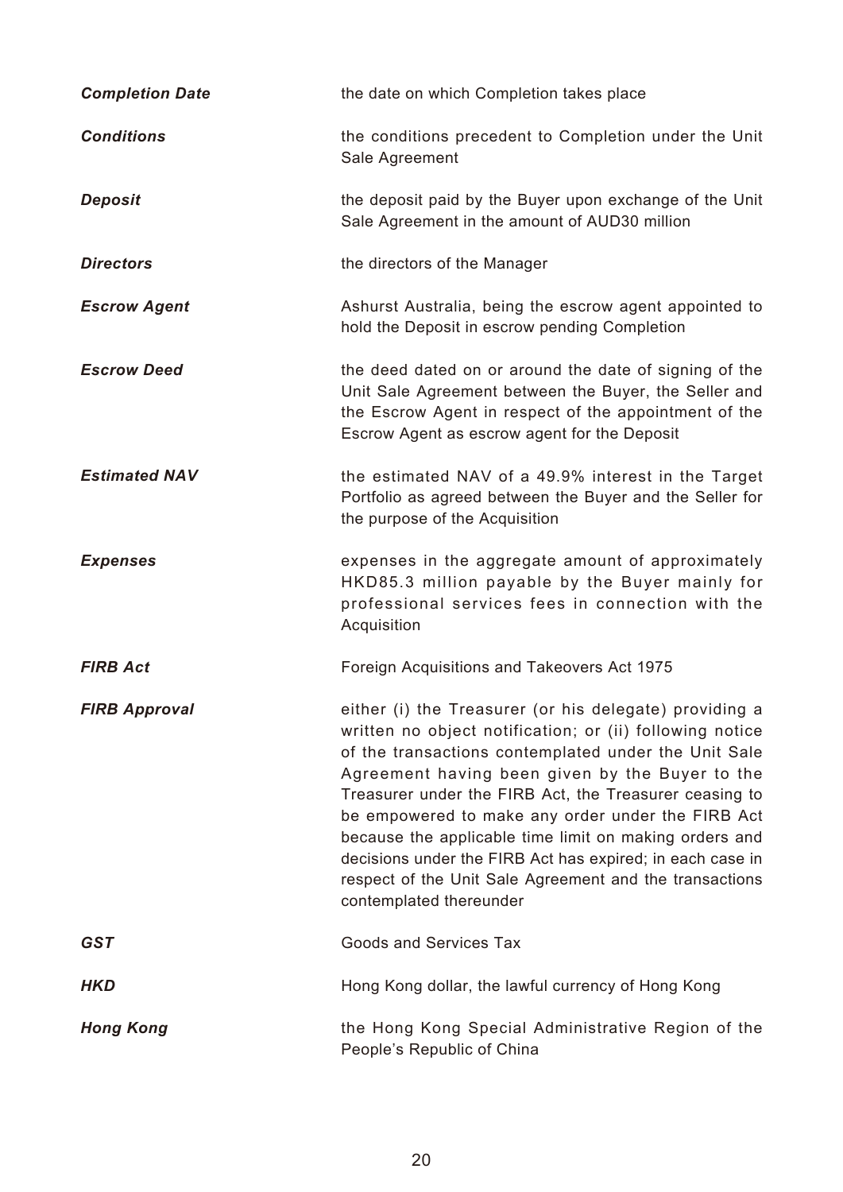| | |
|---|---|
| ***Completion Date*** | the date on which Completion takes place |
| ***Conditions*** | the conditions precedent to Completion under the Unit Sale Agreement |
| ***Deposit*** | the deposit paid by the Buyer upon exchange of the Unit Sale Agreement in the amount of AUD30 million |
| ***Directors*** | the directors of the Manager |
| ***Escrow Agent*** | Ashurst Australia, being the escrow agent appointed to hold the Deposit in escrow pending Completion |
| ***Escrow Deed*** | the deed dated on or around the date of signing of the Unit Sale Agreement between the Buyer, the Seller and the Escrow Agent in respect of the appointment of the Escrow Agent as escrow agent for the Deposit |
| ***Estimated NAV*** | the estimated NAV of a 49.9% interest in the Target Portfolio as agreed between the Buyer and the Seller for the purpose of the Acquisition |
| ***Expenses*** | expenses in the aggregate amount of approximately HKD85.3 million payable by the Buyer mainly for professional services fees in connection with the Acquisition |
| ***FIRB Act*** | Foreign Acquisitions and Takeovers Act 1975 |
| ***FIRB Approval*** | either (i) the Treasurer (or his delegate) providing a written no object notification; or (ii) following notice of the transactions contemplated under the Unit Sale Agreement having been given by the Buyer to the Treasurer under the FIRB Act, the Treasurer ceasing to be empowered to make any order under the FIRB Act because the applicable time limit on making orders and decisions under the FIRB Act has expired; in each case in respect of the Unit Sale Agreement and the transactions contemplated thereunder |
| ***GST*** | Goods and Services Tax |
| ***HKD*** | Hong Kong dollar, the lawful currency of Hong Kong |
| ***Hong Kong*** | the Hong Kong Special Administrative Region of the People's Republic of China |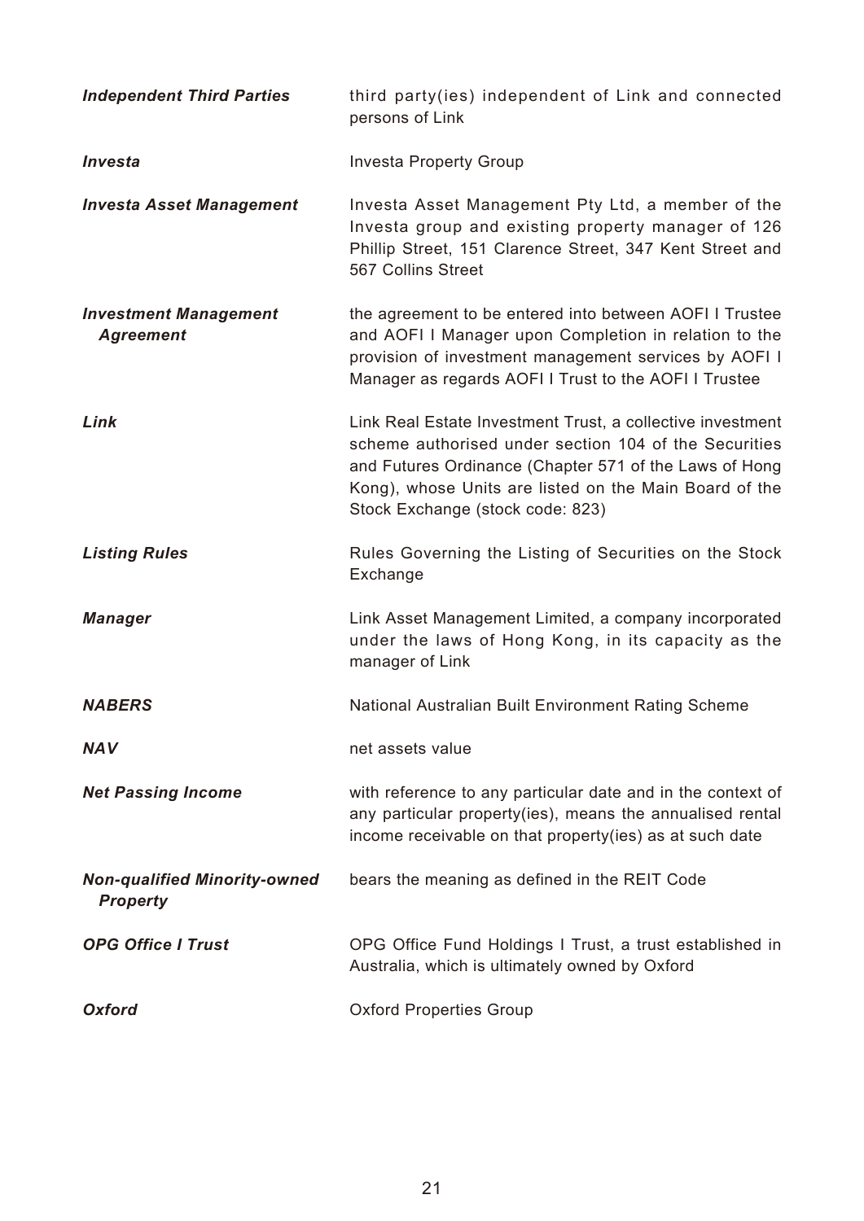| | |
|---|---|
| ***Independent Third Parties*** | third party(ies) independent of Link and connected persons of Link |
| ***Investa*** | Investa Property Group |
| ***Investa Asset Management*** | Investa Asset Management Pty Ltd, a member of the Investa group and existing property manager of 126 Phillip Street, 151 Clarence Street, 347 Kent Street and 567 Collins Street |
| ***Investment Management Agreement*** | the agreement to be entered into between AOFI I Trustee and AOFI I Manager upon Completion in relation to the provision of investment management services by AOFI I Manager as regards AOFI I Trust to the AOFI I Trustee |
| ***Link*** | Link Real Estate Investment Trust, a collective investment scheme authorised under section 104 of the Securities and Futures Ordinance (Chapter 571 of the Laws of Hong Kong), whose Units are listed on the Main Board of the Stock Exchange (stock code: 823) |
| ***Listing Rules*** | Rules Governing the Listing of Securities on the Stock Exchange |
| ***Manager*** | Link Asset Management Limited, a company incorporated under the laws of Hong Kong, in its capacity as the manager of Link |
| ***NABERS*** | National Australian Built Environment Rating Scheme |
| ***NAV*** | net assets value |
| ***Net Passing Income*** | with reference to any particular date and in the context of any particular property(ies), means the annualised rental income receivable on that property(ies) as at such date |
| ***Non-qualified Minority-owned Property*** | bears the meaning as defined in the REIT Code |
| ***OPG Office I Trust*** | OPG Office Fund Holdings I Trust, a trust established in Australia, which is ultimately owned by Oxford |
| ***Oxford*** | Oxford Properties Group |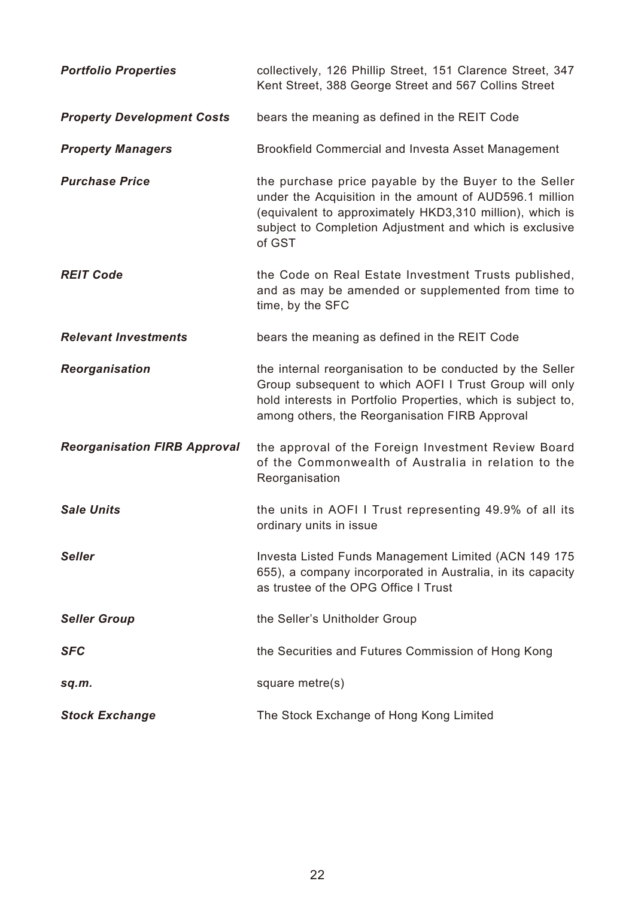| | |
|---|---|
| ***Portfolio Properties*** | collectively, 126 Phillip Street, 151 Clarence Street, 347 Kent Street, 388 George Street and 567 Collins Street |
| ***Property Development Costs*** | bears the meaning as defined in the REIT Code |
| ***Property Managers*** | Brookfield Commercial and Investa Asset Management |
| ***Purchase Price*** | the purchase price payable by the Buyer to the Seller under the Acquisition in the amount of AUD596.1 million (equivalent to approximately HKD3,310 million), which is subject to Completion Adjustment and which is exclusive of GST |
| ***REIT Code*** | the Code on Real Estate Investment Trusts published, and as may be amended or supplemented from time to time, by the SFC |
| ***Relevant Investments*** | bears the meaning as defined in the REIT Code |
| ***Reorganisation*** | the internal reorganisation to be conducted by the Seller Group subsequent to which AOFI I Trust Group will only hold interests in Portfolio Properties, which is subject to, among others, the Reorganisation FIRB Approval |
| ***Reorganisation FIRB Approval*** | the approval of the Foreign Investment Review Board of the Commonwealth of Australia in relation to the Reorganisation |
| ***Sale Units*** | the units in AOFI I Trust representing 49.9% of all its ordinary units in issue |
| ***Seller*** | Investa Listed Funds Management Limited (ACN 149 175 655), a company incorporated in Australia, in its capacity as trustee of the OPG Office I Trust |
| ***Seller Group*** | the Seller's Unitholder Group |
| ***SFC*** | the Securities and Futures Commission of Hong Kong |
| ***sq.m.*** | square metre(s) |
| ***Stock Exchange*** | The Stock Exchange of Hong Kong Limited |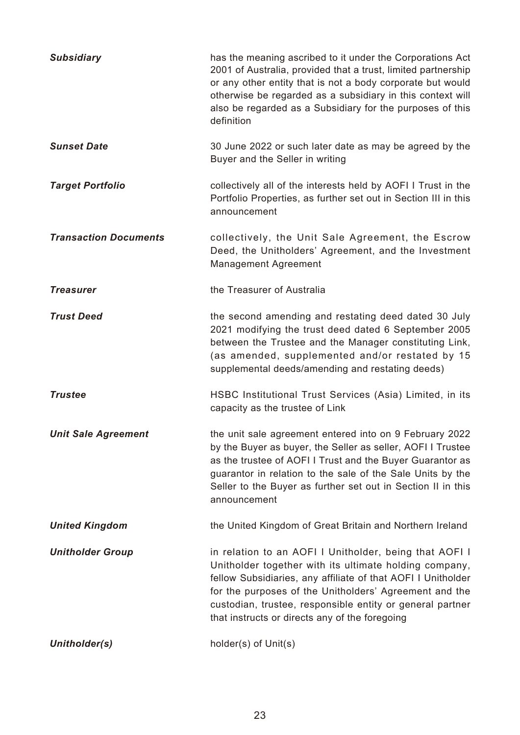| | |
|---|---|
| ***Subsidiary*** | has the meaning ascribed to it under the Corporations Act 2001 of Australia, provided that a trust, limited partnership or any other entity that is not a body corporate but would otherwise be regarded as a subsidiary in this context will also be regarded as a Subsidiary for the purposes of this definition |
| ***Sunset Date*** | 30 June 2022 or such later date as may be agreed by the Buyer and the Seller in writing |
| ***Target Portfolio*** | collectively all of the interests held by AOFI I Trust in the Portfolio Properties, as further set out in Section III in this announcement |
| ***Transaction Documents*** | collectively, the Unit Sale Agreement, the Escrow Deed, the Unitholders' Agreement, and the Investment Management Agreement |
| ***Treasurer*** | the Treasurer of Australia |
| ***Trust Deed*** | the second amending and restating deed dated 30 July 2021 modifying the trust deed dated 6 September 2005 between the Trustee and the Manager constituting Link, (as amended, supplemented and/or restated by 15 supplemental deeds/amending and restating deeds) |
| ***Trustee*** | HSBC Institutional Trust Services (Asia) Limited, in its capacity as the trustee of Link |
| ***Unit Sale Agreement*** | the unit sale agreement entered into on 9 February 2022 by the Buyer as buyer, the Seller as seller, AOFI I Trustee as the trustee of AOFI I Trust and the Buyer Guarantor as guarantor in relation to the sale of the Sale Units by the Seller to the Buyer as further set out in Section II in this announcement |
| ***United Kingdom*** | the United Kingdom of Great Britain and Northern Ireland |
| ***Unitholder Group*** | in relation to an AOFI I Unitholder, being that AOFI I Unitholder together with its ultimate holding company, fellow Subsidiaries, any affiliate of that AOFI I Unitholder for the purposes of the Unitholders' Agreement and the custodian, trustee, responsible entity or general partner that instructs or directs any of the foregoing |
| ***Unitholder(s)*** | holder(s) of Unit(s) |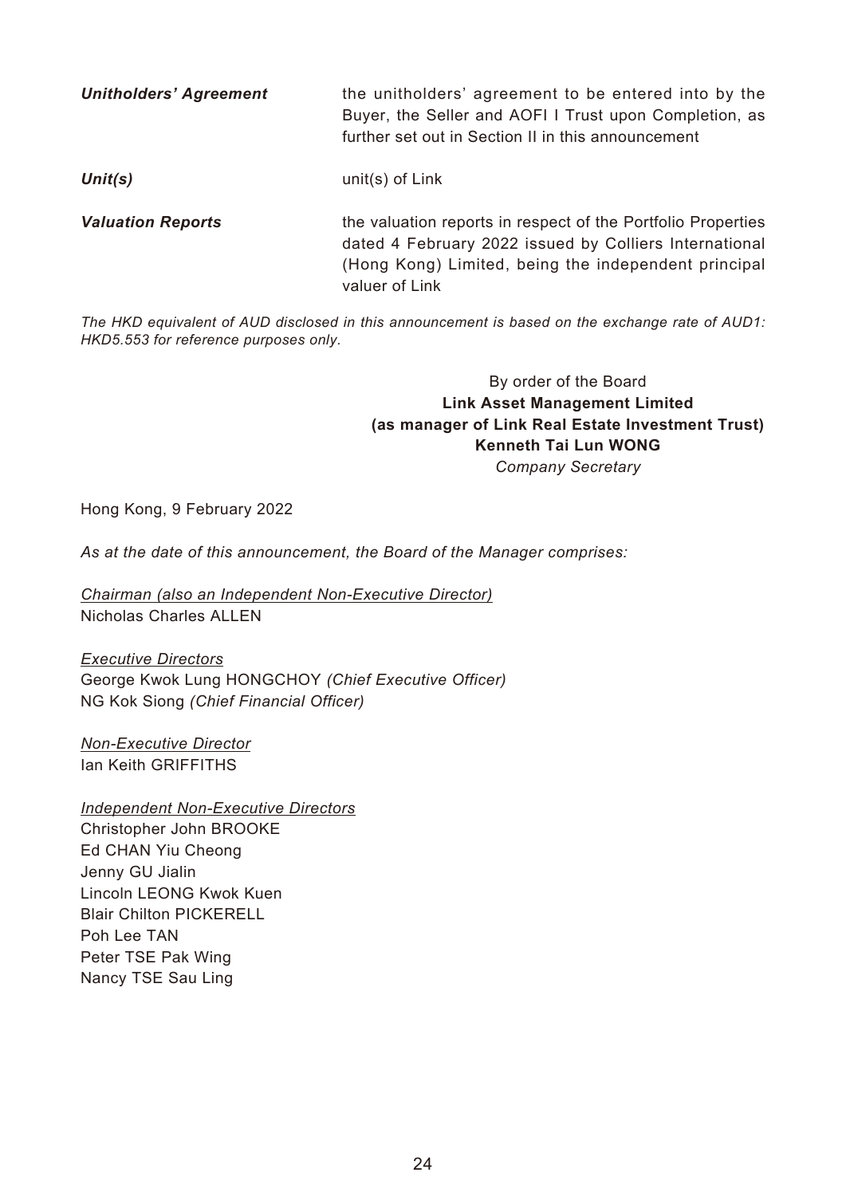| | |
|---|---|
| ***Unitholders' Agreement*** | the unitholders' agreement to be entered into by the Buyer, the Seller and AOFI I Trust upon Completion, as further set out in Section II in this announcement |
| ***Unit(s)*** | unit(s) of Link |
| ***Valuation Reports*** | the valuation reports in respect of the Portfolio Properties dated 4 February 2022 issued by Colliers International (Hong Kong) Limited, being the independent principal valuer of Link |

*The HKD equivalent of AUD disclosed in this announcement is based on the exchange rate of AUD1: HKD5.553 for reference purposes only.*

By order of the Board
**Link Asset Management Limited**
**(as manager of Link Real Estate Investment Trust)**
**Kenneth Tai Lun WONG**
*Company Secretary*

Hong Kong, 9 February 2022

*As at the date of this announcement, the Board of the Manager comprises:*

*Chairman (also an Independent Non-Executive Director)*
Nicholas Charles ALLEN

*Executive Directors*
George Kwok Lung HONGCHOY *(Chief Executive Officer)*
NG Kok Siong *(Chief Financial Officer)*

*Non-Executive Director*
Ian Keith GRIFFITHS

*Independent Non-Executive Directors*
Christopher John BROOKE
Ed CHAN Yiu Cheong
Jenny GU Jialin
Lincoln LEONG Kwok Kuen
Blair Chilton PICKERELL
Poh Lee TAN
Peter TSE Pak Wing
Nancy TSE Sau Ling